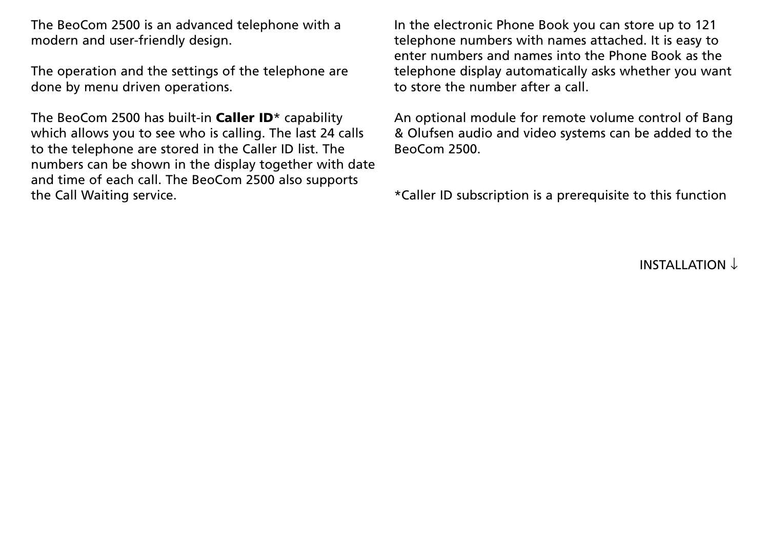The BeoCom 2500 is an advanced telephone with a modern and user-friendly design.

The operation and the settings of the telephone are done by menu driven operations.

The BeoCom 2500 has built-in **Caller ID*** capability which allows you to see who is calling. The last 24 calls to the telephone are stored in the Caller ID list. The numbers can be shown in the display together with date and time of each call. The BeoCom 2500 also supports the Call Waiting service.

In the electronic Phone Book you can store up to 121 telephone numbers with names attached. It is easy to enter numbers and names into the Phone Book as the telephone display automatically asks whether you want to store the number after a call.

An optional module for remote volume control of Bang & Olufsen audio and video systems can be added to the BeoCom 2500.

*Caller ID subscription is a prerequisite to this function

INSTALLATION ↓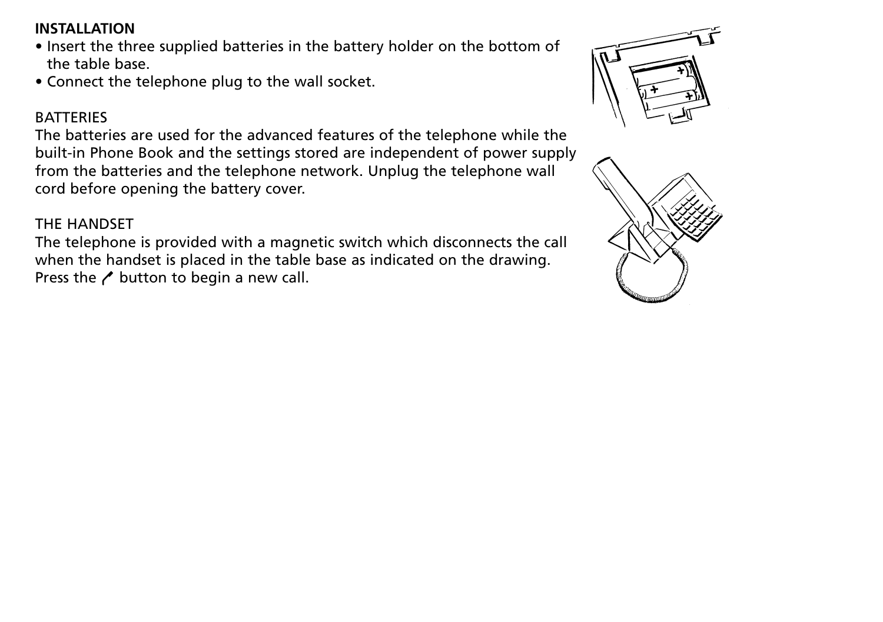**INSTALLATION**

- Insert the three supplied batteries in the battery holder on the bottom of the table base.
- Connect the telephone plug to the wall socket.

BATTERIES

The batteries are used for the advanced features of the telephone while the built-in Phone Book and the settings stored are independent of power supply from the batteries and the telephone network. Unplug the telephone wall cord before opening the battery cover.

THE HANDSET

The telephone is provided with a magnetic switch which disconnects the call when the handset is placed in the table base as indicated on the drawing. Press the ✓ button to begin a new call.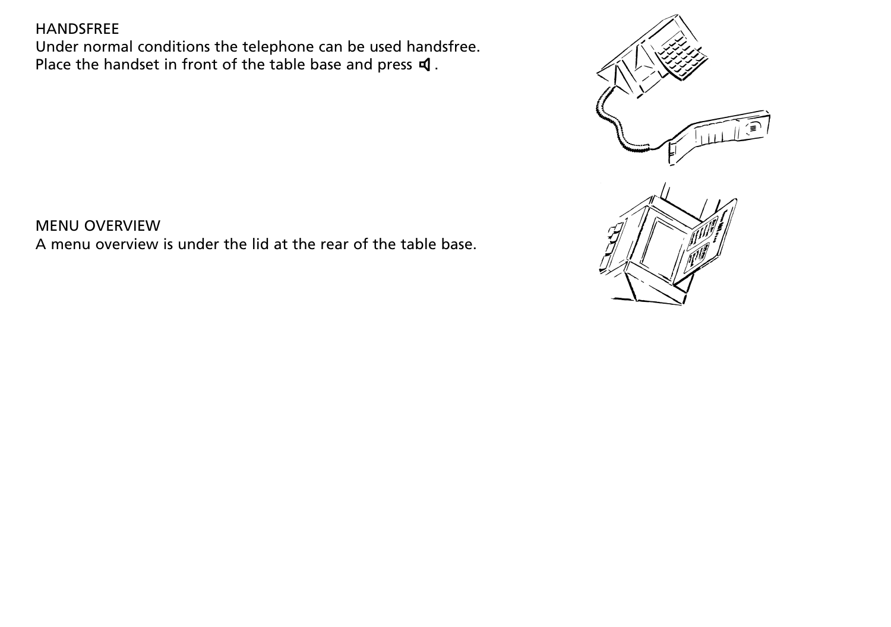## HANDSFREE

Under normal conditions the telephone can be used handsfree.
Place the handset in front of the table base and press 🔈.

## MENU OVERVIEW

A menu overview is under the lid at the rear of the table base.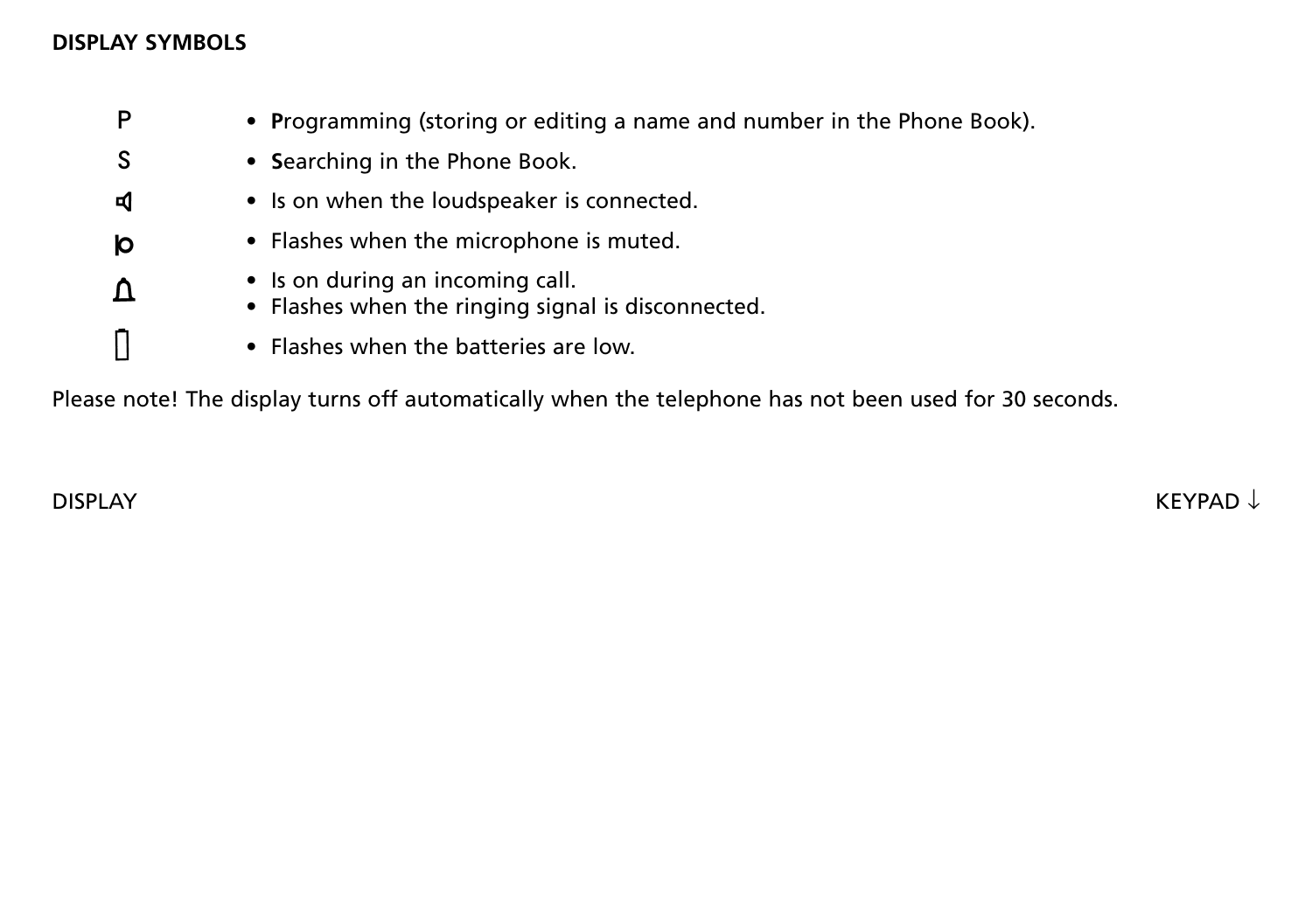## DISPLAY SYMBOLS

| Symbol | Description |
| --- | --- |
| P | • **P**rogramming (storing or editing a name and number in the Phone Book). |
| S | • **S**earching in the Phone Book. |
| 🔈 | • Is on when the loudspeaker is connected. |
| 🎤 | • Flashes when the microphone is muted. |
| 🔔 | • Is on during an incoming call.<br>• Flashes when the ringing signal is disconnected. |
| 🔋 | • Flashes when the batteries are low. |

Please note! The display turns off automatically when the telephone has not been used for 30 seconds.

DISPLAY

KEYPAD ↓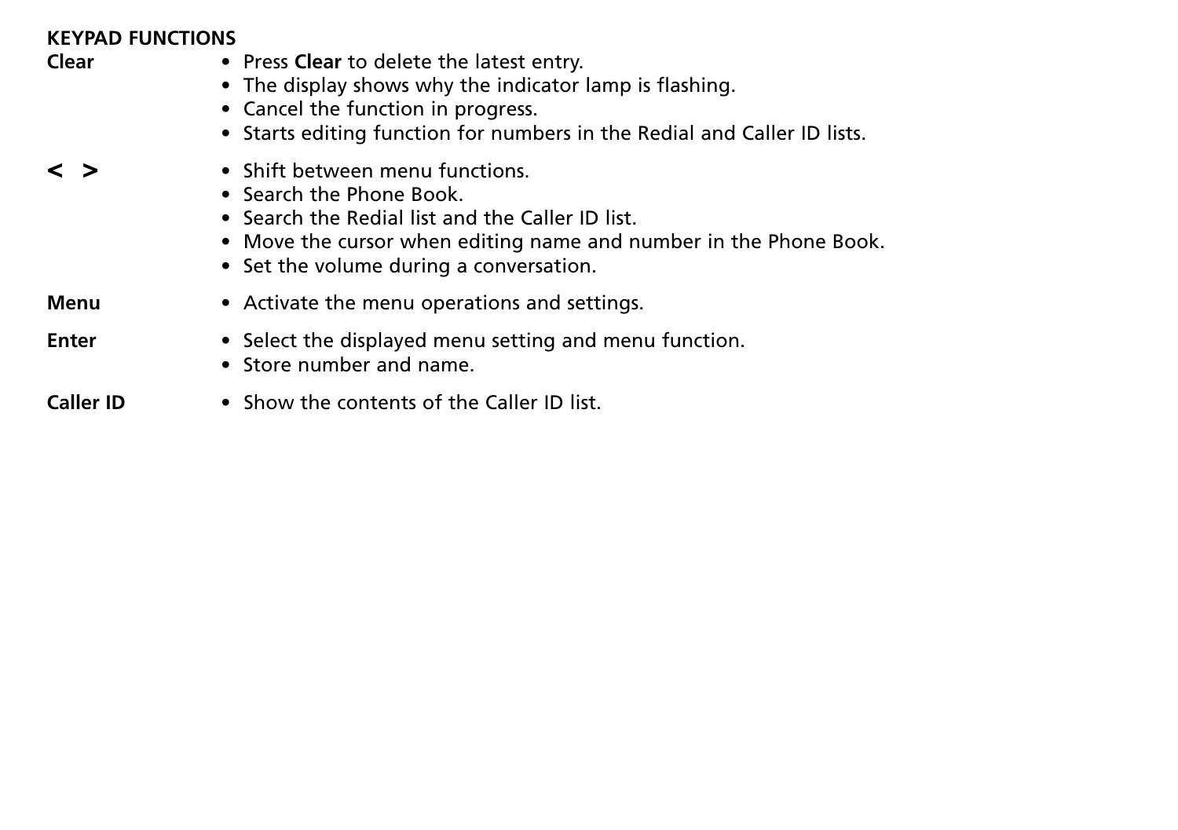**KEYPAD FUNCTIONS**

**Clear**
- Press **Clear** to delete the latest entry.
- The display shows why the indicator lamp is flashing.
- Cancel the function in progress.
- Starts editing function for numbers in the Redial and Caller ID lists.

**< >**
- Shift between menu functions.
- Search the Phone Book.
- Search the Redial list and the Caller ID list.
- Move the cursor when editing name and number in the Phone Book.
- Set the volume during a conversation.

**Menu**
- Activate the menu operations and settings.

**Enter**
- Select the displayed menu setting and menu function.
- Store number and name.

**Caller ID**
- Show the contents of the Caller ID list.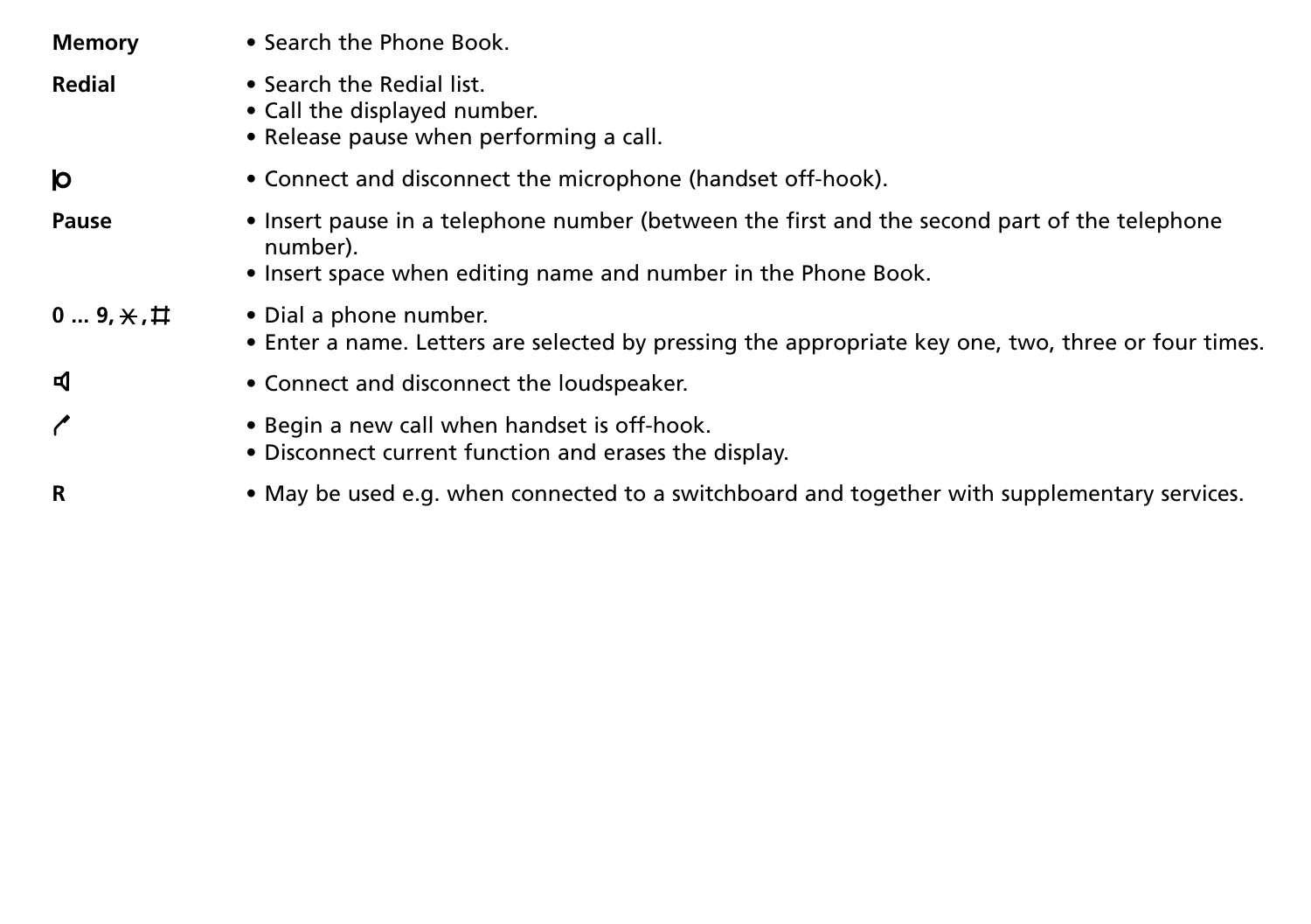| | |
|---|---|
| **Memory** | • Search the Phone Book. |
| **Redial** | • Search the Redial list.<br>• Call the displayed number.<br>• Release pause when performing a call. |
| **|o** | • Connect and disconnect the microphone (handset off-hook). |
| **Pause** | • Insert pause in a telephone number (between the first and the second part of the telephone number).<br>• Insert space when editing name and number in the Phone Book. |
| **0 ... 9, *, #** | • Dial a phone number.<br>• Enter a name. Letters are selected by pressing the appropriate key one, two, three or four times. |
| **🔈** | • Connect and disconnect the loudspeaker. |
| **/** | • Begin a new call when handset is off-hook.<br>• Disconnect current function and erases the display. |
| **R** | • May be used e.g. when connected to a switchboard and together with supplementary services. |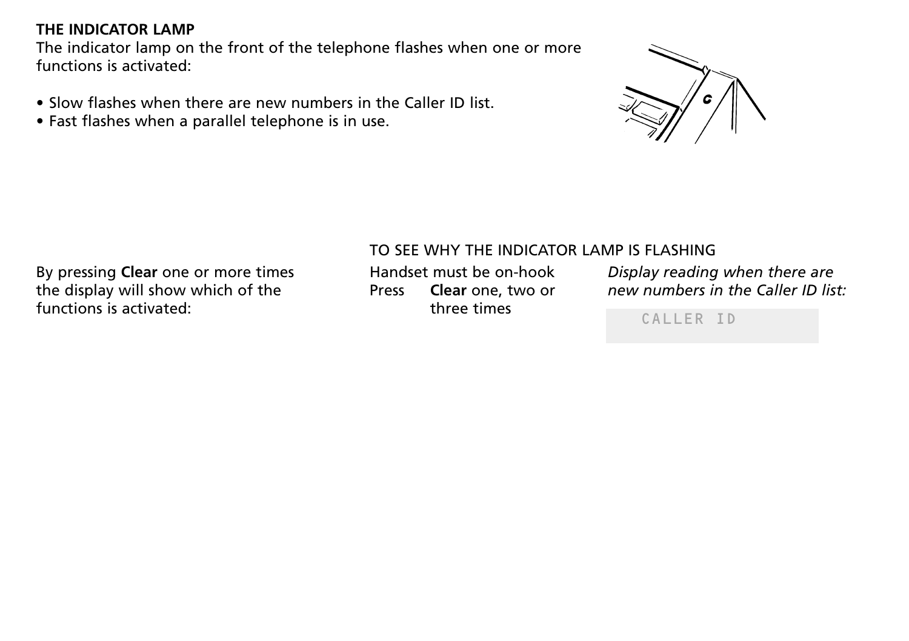**THE INDICATOR LAMP**

The indicator lamp on the front of the telephone flashes when one or more functions is activated:

- Slow flashes when there are new numbers in the Caller ID list.
- Fast flashes when a parallel telephone is in use.

By pressing **Clear** one or more times the display will show which of the functions is activated:

TO SEE WHY THE INDICATOR LAMP IS FLASHING

Handset must be on-hook

Press **Clear** one, two or three times

*Display reading when there are new numbers in the Caller ID list:*

```
CALLER ID
```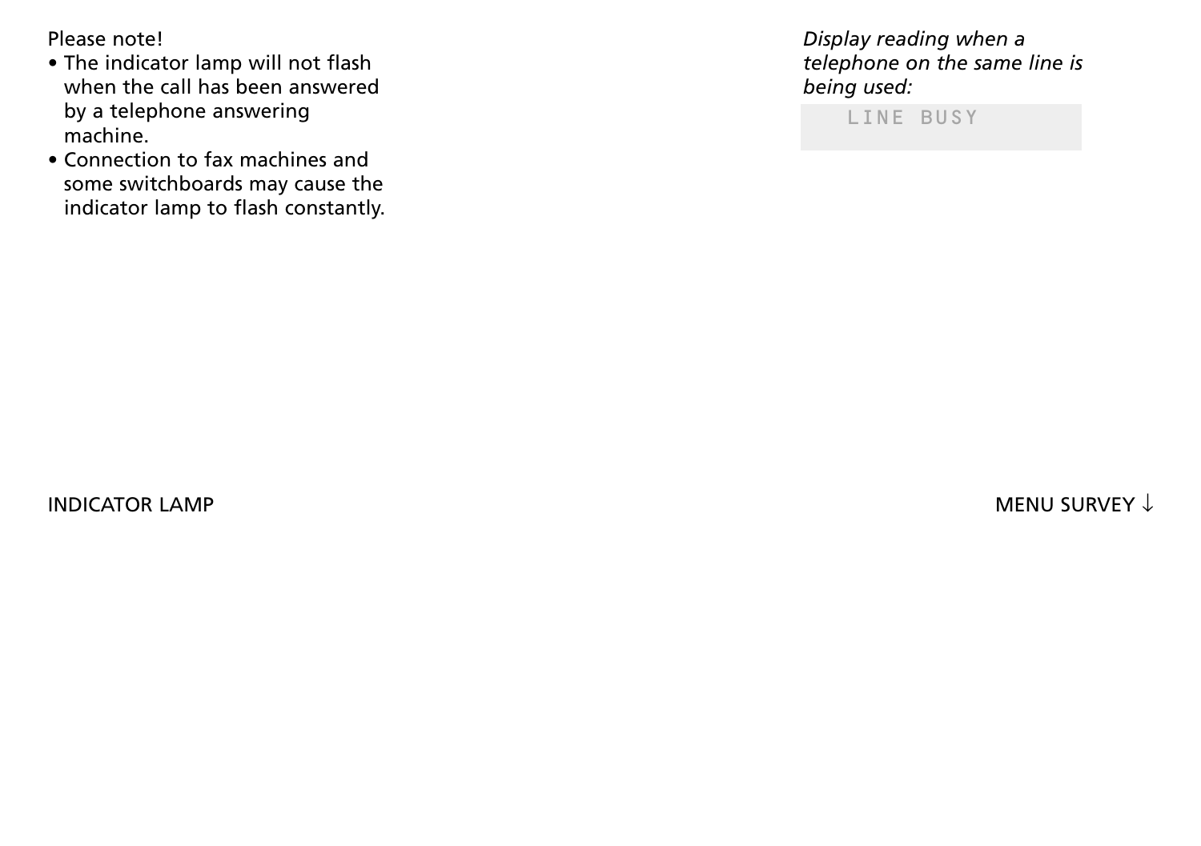Please note!

- The indicator lamp will not flash when the call has been answered by a telephone answering machine.
- Connection to fax machines and some switchboards may cause the indicator lamp to flash constantly.

*Display reading when a telephone on the same line is being used:*

```
LINE BUSY
```

INDICATOR LAMP

MENU SURVEY ↓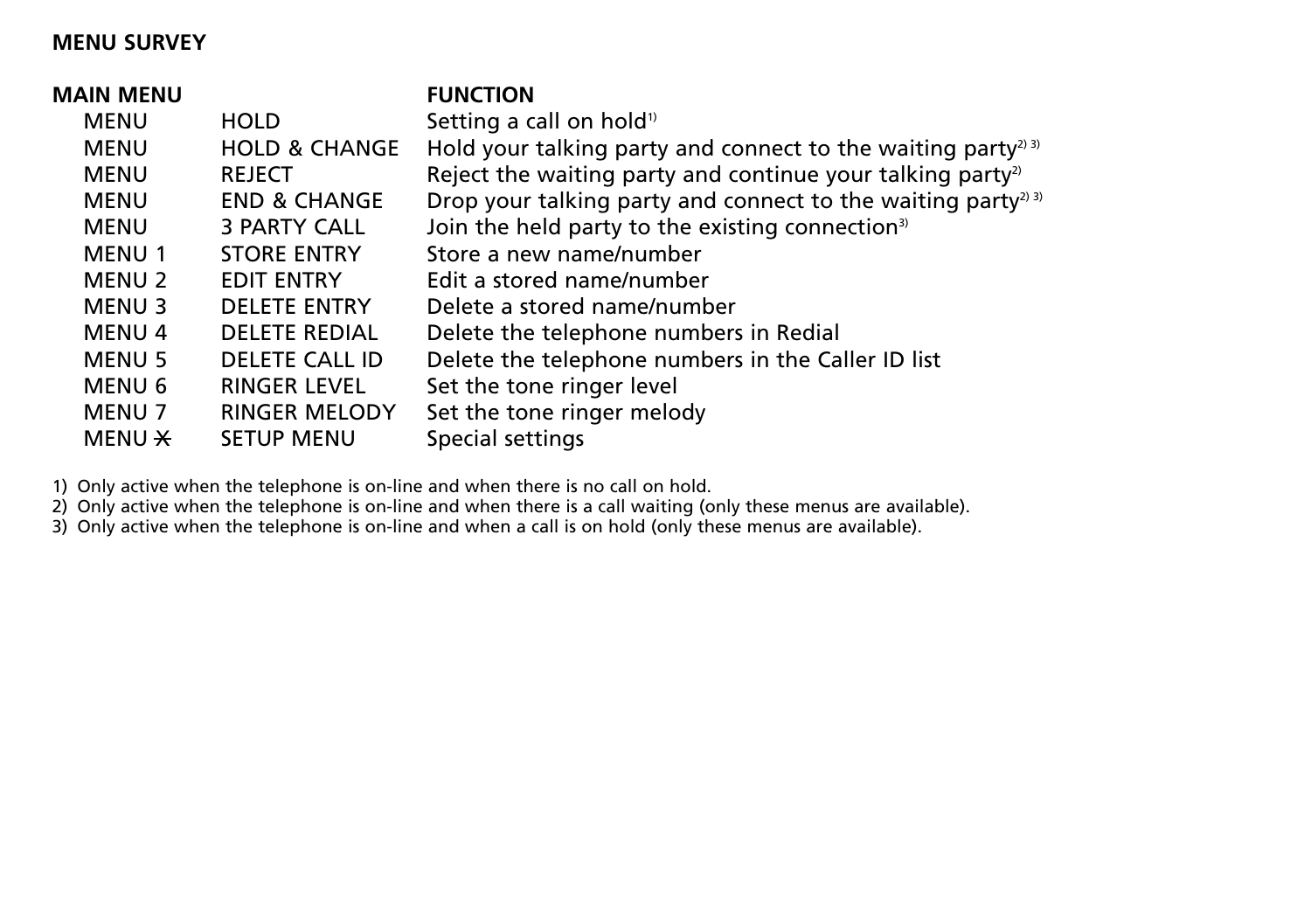## MENU SURVEY

| MAIN MENU | | FUNCTION |
|---|---|---|
| MENU | HOLD | Setting a call on hold[1)] |
| MENU | HOLD & CHANGE | Hold your talking party and connect to the waiting party[2) 3)] |
| MENU | REJECT | Reject the waiting party and continue your talking party[2)] |
| MENU | END & CHANGE | Drop your talking party and connect to the waiting party[2) 3)] |
| MENU | 3 PARTY CALL | Join the held party to the existing connection[3)] |
| MENU 1 | STORE ENTRY | Store a new name/number |
| MENU 2 | EDIT ENTRY | Edit a stored name/number |
| MENU 3 | DELETE ENTRY | Delete a stored name/number |
| MENU 4 | DELETE REDIAL | Delete the telephone numbers in Redial |
| MENU 5 | DELETE CALL ID | Delete the telephone numbers in the Caller ID list |
| MENU 6 | RINGER LEVEL | Set the tone ringer level |
| MENU 7 | RINGER MELODY | Set the tone ringer melody |
| MENU ✱ | SETUP MENU | Special settings |

1) Only active when the telephone is on-line and when there is no call on hold.
2) Only active when the telephone is on-line and when there is a call waiting (only these menus are available).
3) Only active when the telephone is on-line and when a call is on hold (only these menus are available).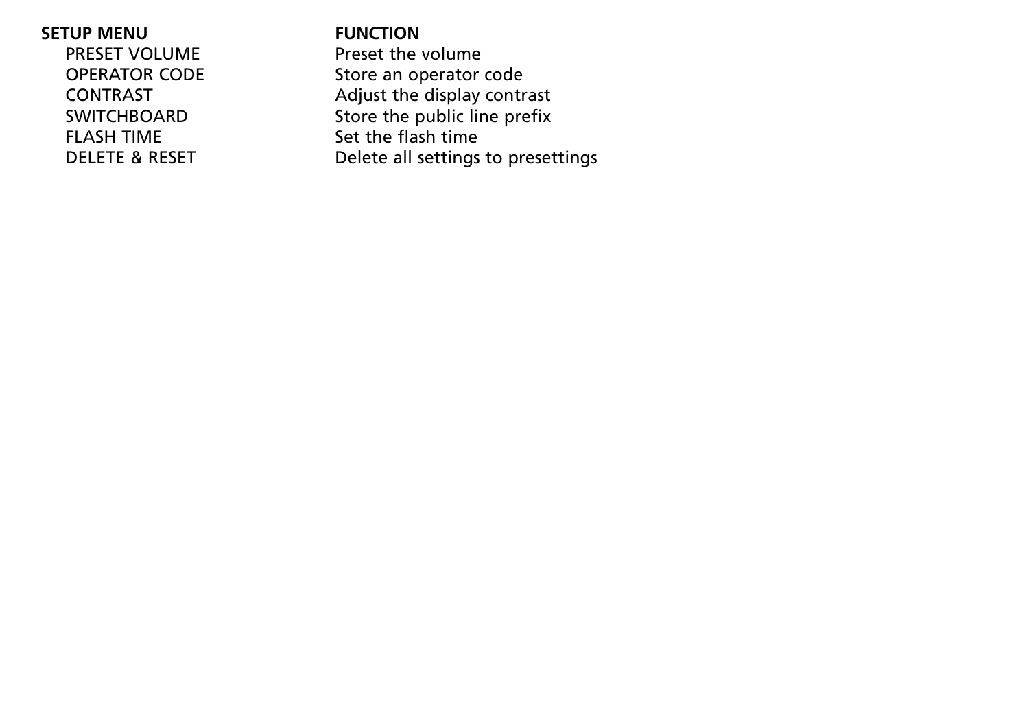| SETUP MENU | FUNCTION |
| --- | --- |
| PRESET VOLUME | Preset the volume |
| OPERATOR CODE | Store an operator code |
| CONTRAST | Adjust the display contrast |
| SWITCHBOARD | Store the public line prefix |
| FLASH TIME | Set the flash time |
| DELETE & RESET | Delete all settings to presettings |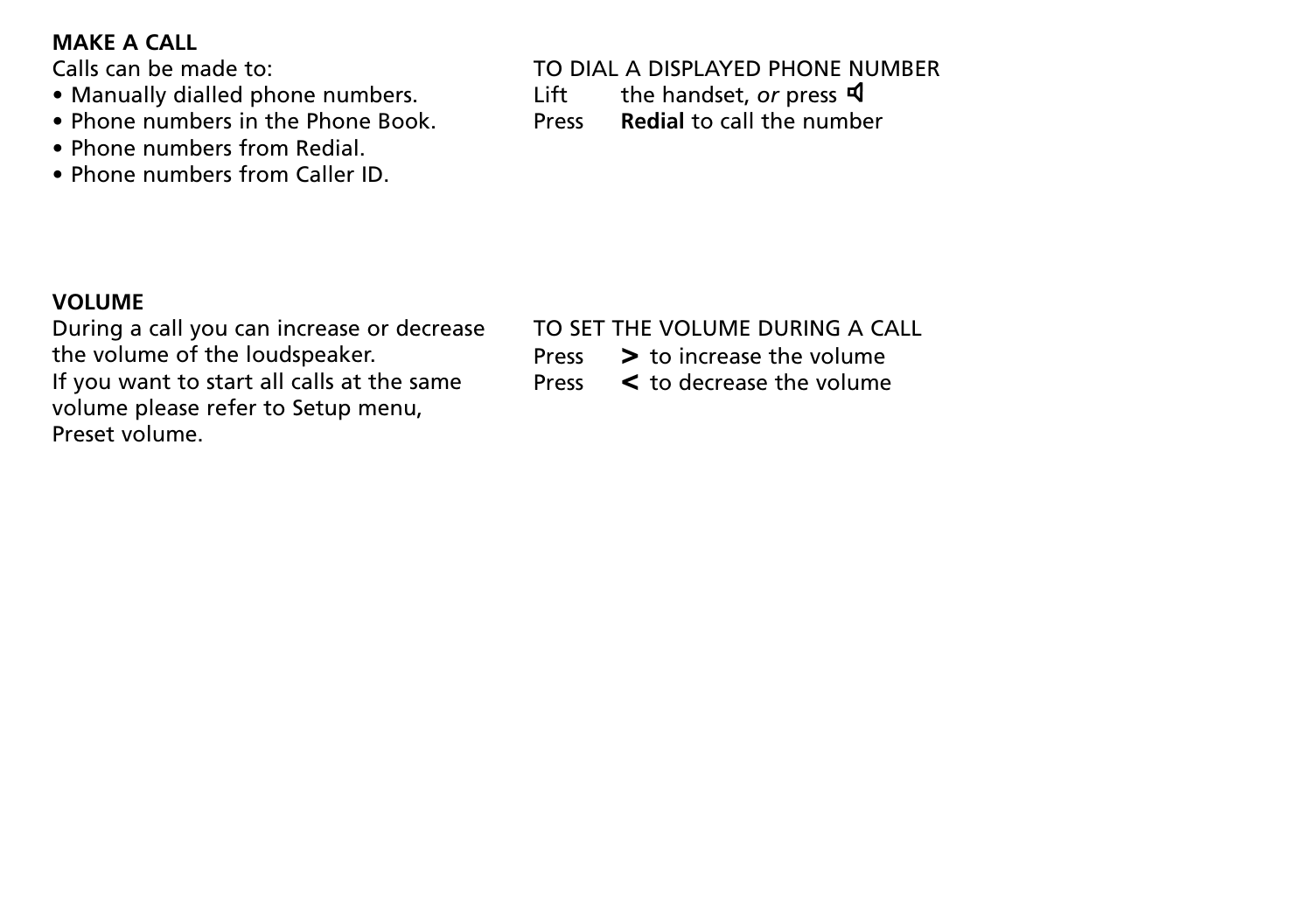## MAKE A CALL

Calls can be made to:

- Manually dialled phone numbers.
- Phone numbers in the Phone Book.
- Phone numbers from Redial.
- Phone numbers from Caller ID.

TO DIAL A DISPLAYED PHONE NUMBER

Lift the handset, *or* press 🔈

Press **Redial** to call the number

## VOLUME

During a call you can increase or decrease the volume of the loudspeaker.

If you want to start all calls at the same volume please refer to Setup menu, Preset volume.

TO SET THE VOLUME DURING A CALL

Press **>** to increase the volume

Press **<** to decrease the volume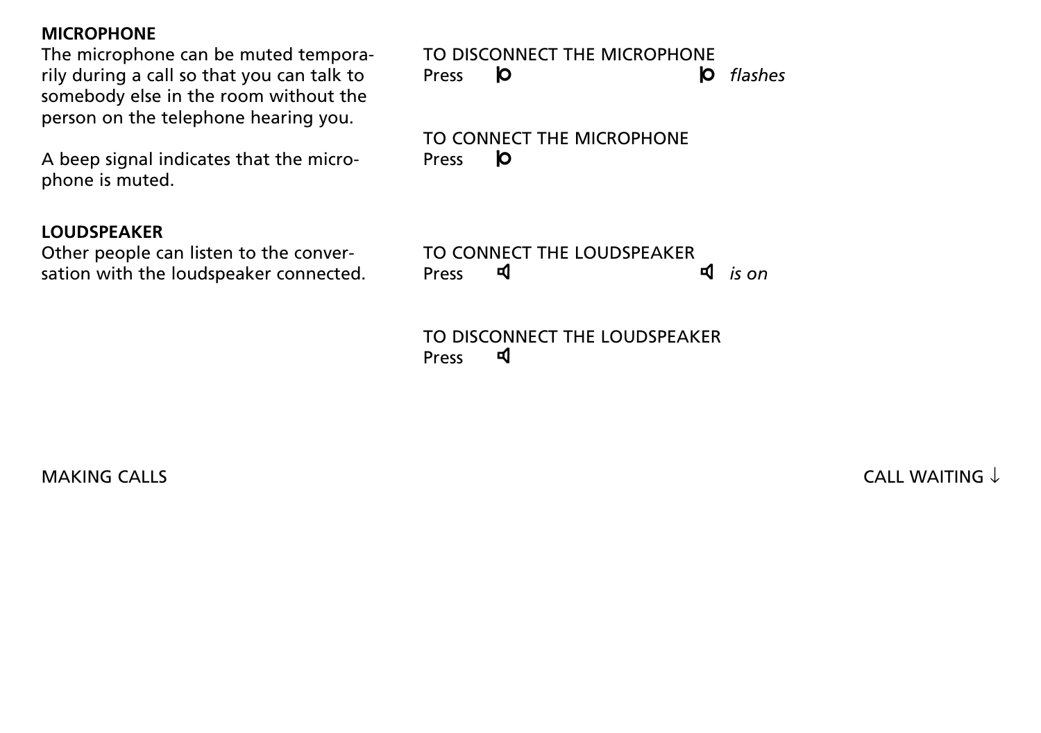## MICROPHONE

The microphone can be muted temporarily during a call so that you can talk to somebody else in the room without the person on the telephone hearing you.

A beep signal indicates that the microphone is muted.

TO DISCONNECT THE MICROPHONE
Press ⏽ — ⏽ *flashes*

TO CONNECT THE MICROPHONE
Press ⏽

## LOUDSPEAKER

Other people can listen to the conversation with the loudspeaker connected.

TO CONNECT THE LOUDSPEAKER
Press 🔈 — 🔈 *is on*

TO DISCONNECT THE LOUDSPEAKER
Press 🔈

MAKING CALLS

CALL WAITING ↓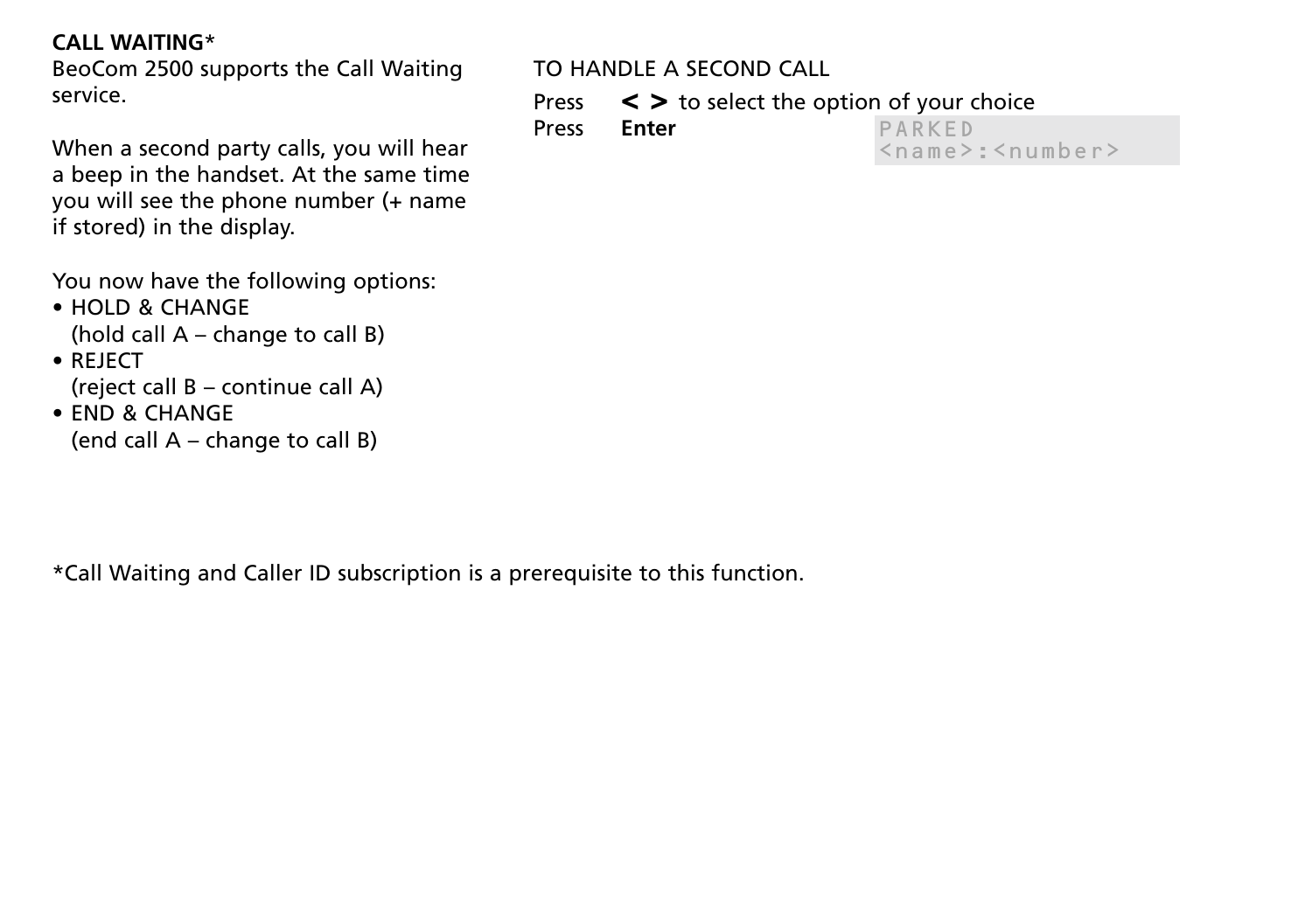**CALL WAITING***

BeoCom 2500 supports the Call Waiting service.

When a second party calls, you will hear a beep in the handset. At the same time you will see the phone number (+ name if stored) in the display.

You now have the following options:

- HOLD & CHANGE
  (hold call A – change to call B)
- REJECT
  (reject call B – continue call A)
- END & CHANGE
  (end call A – change to call B)

TO HANDLE A SECOND CALL

Press **< >** to select the option of your choice

Press **Enter**

```
PARKED
<name>:<number>
```

*Call Waiting and Caller ID subscription is a prerequisite to this function.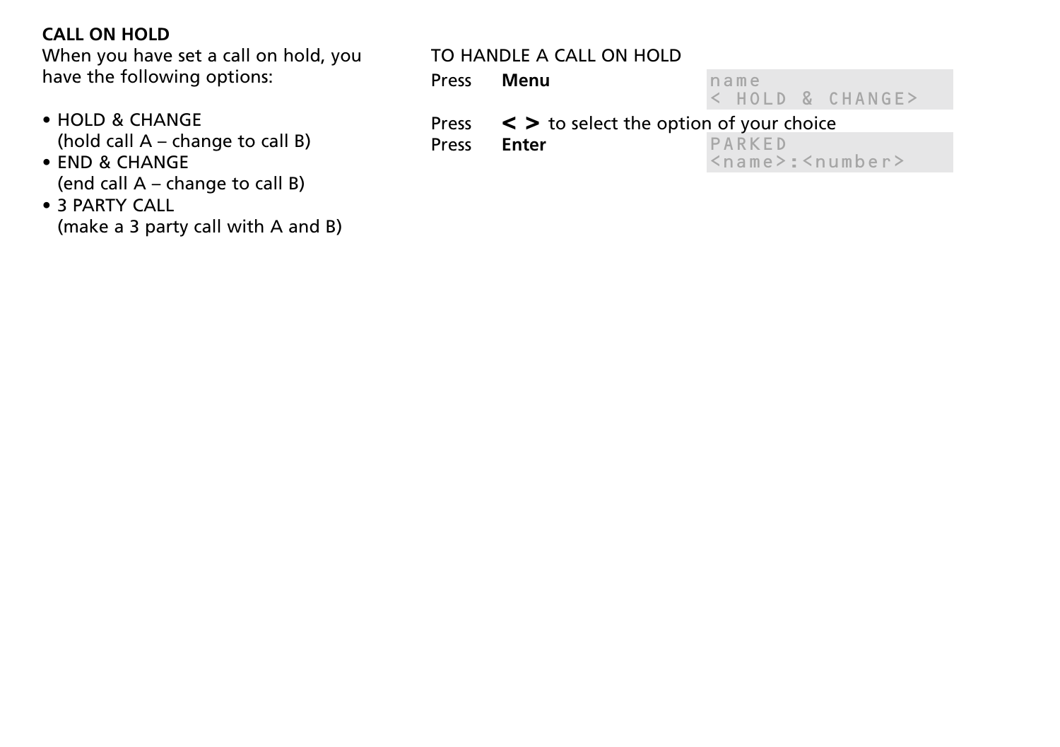**CALL ON HOLD**

When you have set a call on hold, you have the following options:

- HOLD & CHANGE
  (hold call A – change to call B)
- END & CHANGE
  (end call A – change to call B)
- 3 PARTY CALL
  (make a 3 party call with A and B)

TO HANDLE A CALL ON HOLD

Press **Menu**

```
name
< HOLD & CHANGE>
```

Press **< >** to select the option of your choice

Press **Enter**

```
PARKED
<name>:<number>
```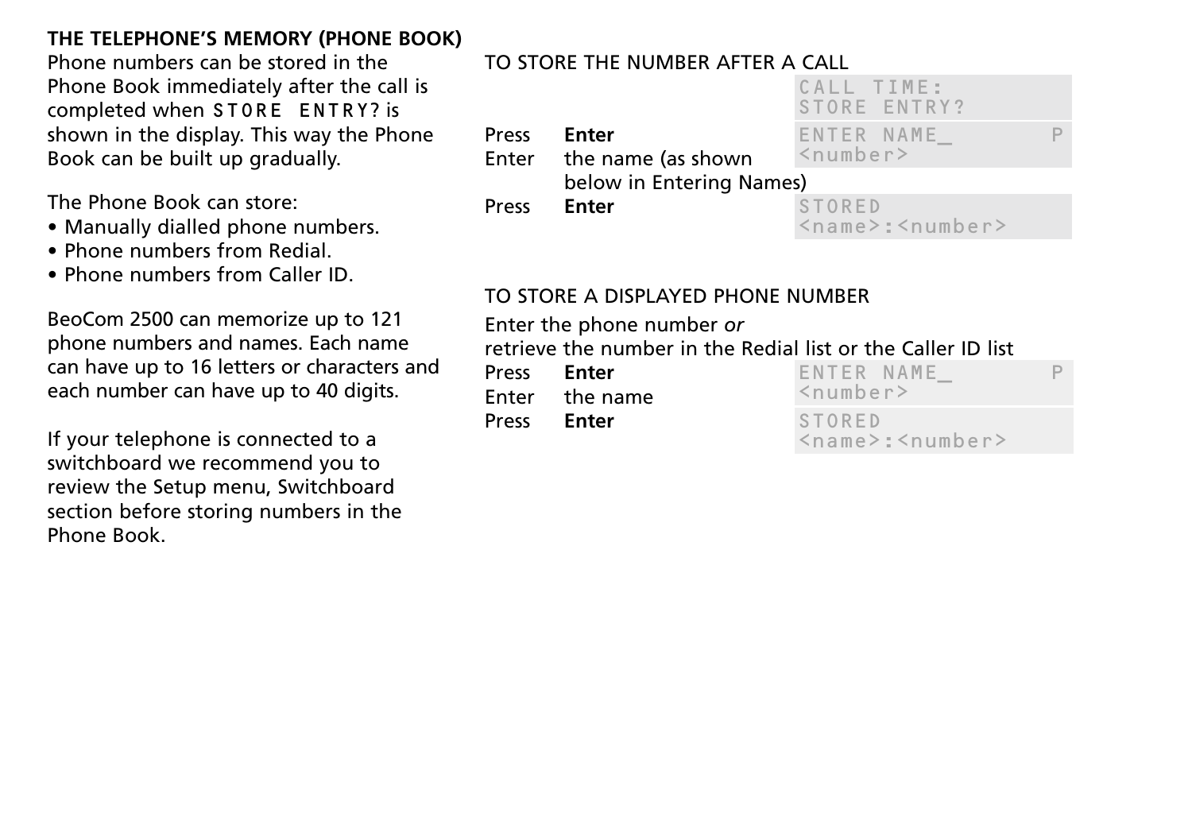## THE TELEPHONE'S MEMORY (PHONE BOOK)

Phone numbers can be stored in the Phone Book immediately after the call is completed when STORE ENTRY? is shown in the display. This way the Phone Book can be built up gradually.

The Phone Book can store:

- Manually dialled phone numbers.
- Phone numbers from Redial.
- Phone numbers from Caller ID.

BeoCom 2500 can memorize up to 121 phone numbers and names. Each name can have up to 16 letters or characters and each number can have up to 40 digits.

If your telephone is connected to a switchboard we recommend you to review the Setup menu, Switchboard section before storing numbers in the Phone Book.

### TO STORE THE NUMBER AFTER A CALL

| | | Display |
|---|---|---|
| | | CALL TIME: STORE ENTRY? |
| Press | **Enter** | ENTER NAME_ P <number> |
| Enter | the name (as shown below in Entering Names) | |
| Press | **Enter** | STORED <name>:<number> |

### TO STORE A DISPLAYED PHONE NUMBER

Enter the phone number *or*
retrieve the number in the Redial list or the Caller ID list

| | | Display |
|---|---|---|
| Press | **Enter** | ENTER NAME_ P <number> |
| Enter | the name | |
| Press | **Enter** | STORED <name>:<number> |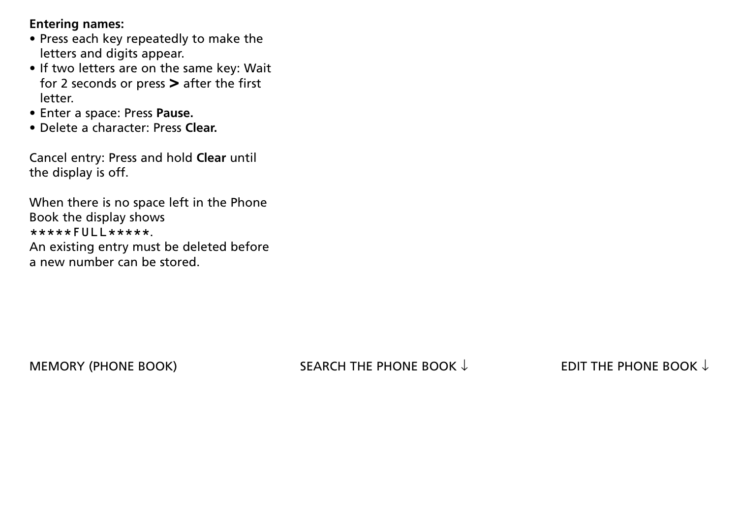**Entering names:**

- Press each key repeatedly to make the letters and digits appear.
- If two letters are on the same key: Wait for 2 seconds or press **>** after the first letter.
- Enter a space: Press **Pause.**
- Delete a character: Press **Clear.**

Cancel entry: Press and hold **Clear** until the display is off.

When there is no space left in the Phone Book the display shows *****FULL*****.
An existing entry must be deleted before a new number can be stored.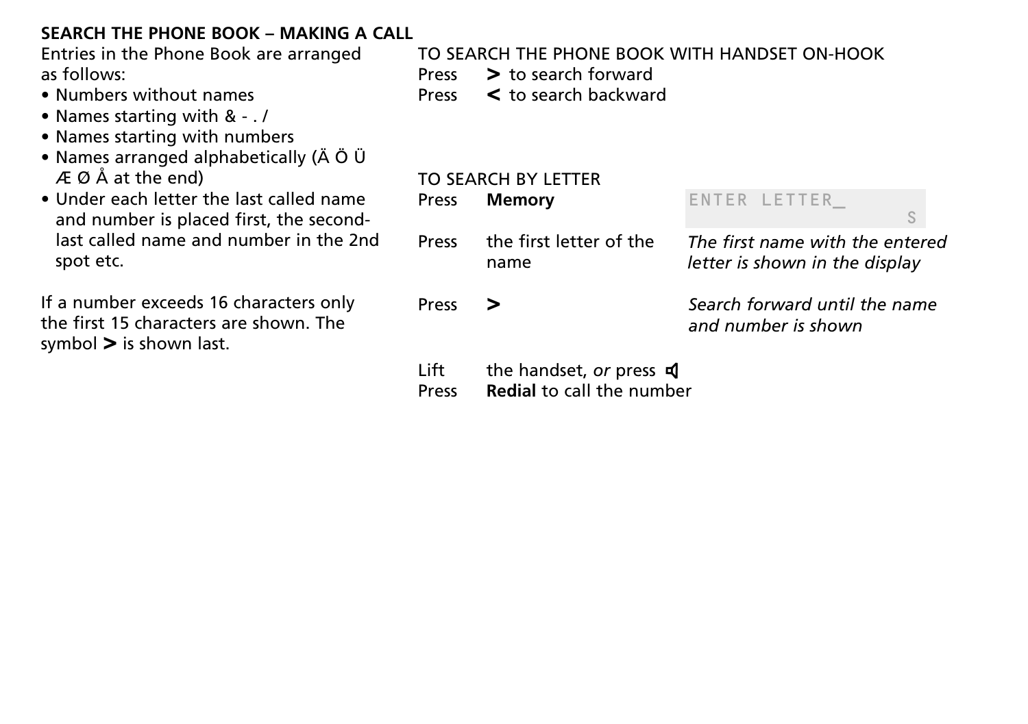## SEARCH THE PHONE BOOK – MAKING A CALL

Entries in the Phone Book are arranged as follows:

- Numbers without names
- Names starting with & - . /
- Names starting with numbers
- Names arranged alphabetically (Ä Ö Ü Æ Ø Å at the end)
- Under each letter the last called name and number is placed first, the second-last called name and number in the 2nd spot etc.

If a number exceeds 16 characters only the first 15 characters are shown. The symbol **>** is shown last.

TO SEARCH THE PHONE BOOK WITH HANDSET ON-HOOK

Press **>** to search forward
Press **<** to search backward

TO SEARCH BY LETTER

| | | |
|---|---|---|
| Press | **Memory** | `ENTER LETTER_ S` |
| Press | the first letter of the name | *The first name with the entered letter is shown in the display* |
| Press | **>** | *Search forward until the name and number is shown* |

Lift the handset, *or* press 🔈
Press **Redial** to call the number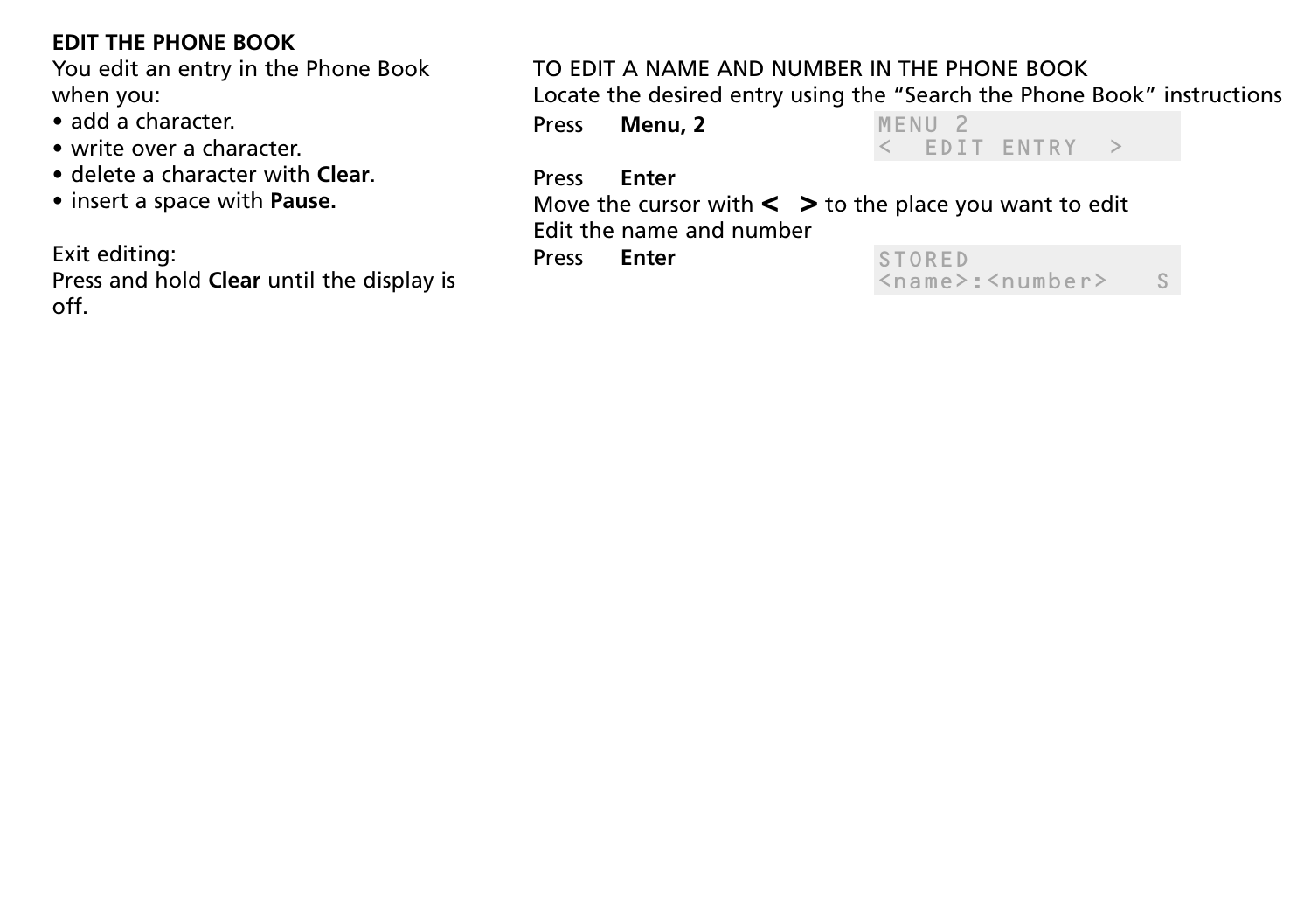## EDIT THE PHONE BOOK

You edit an entry in the Phone Book when you:

- add a character.
- write over a character.
- delete a character with **Clear**.
- insert a space with **Pause.**

Exit editing:
Press and hold **Clear** until the display is off.

TO EDIT A NAME AND NUMBER IN THE PHONE BOOK

Locate the desired entry using the “Search the Phone Book” instructions

Press **Menu, 2**

```
MENU 2
<  EDIT ENTRY  >
```

Press **Enter**

Move the cursor with **<** **>** to the place you want to edit

Edit the name and number

Press **Enter**

```
STORED
<name>:<number>   S
```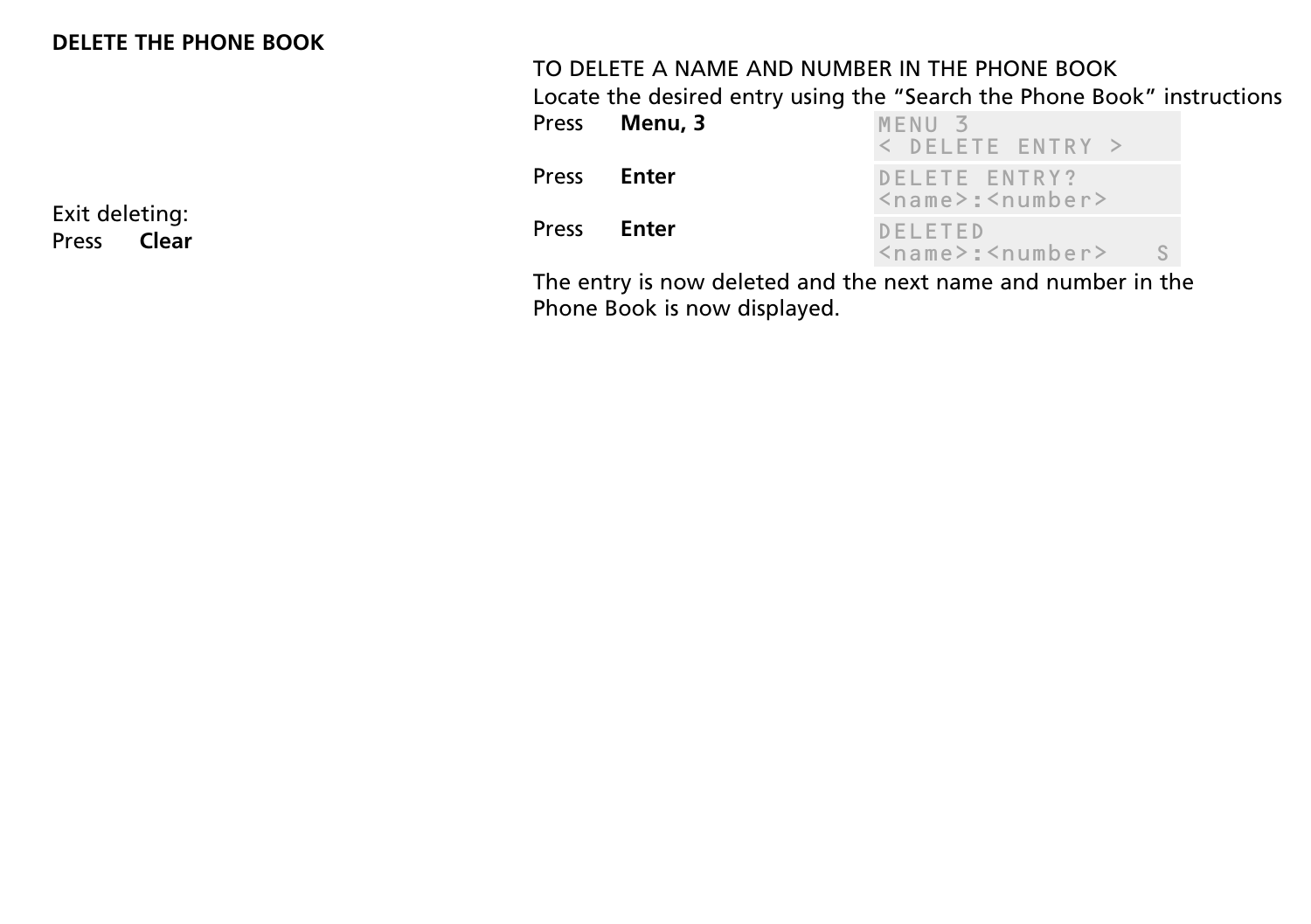**DELETE THE PHONE BOOK**

TO DELETE A NAME AND NUMBER IN THE PHONE BOOK

Locate the desired entry using the “Search the Phone Book” instructions

| | | |
|---|---|---|
| Press | **Menu, 3** | MENU 3<br>< DELETE ENTRY > |
| Press | **Enter** | DELETE ENTRY?<br><name>:<number> |
| Press | **Enter** | DELETED<br><name>:<number>   S |

The entry is now deleted and the next name and number in the Phone Book is now displayed.

Exit deleting:

Press **Clear**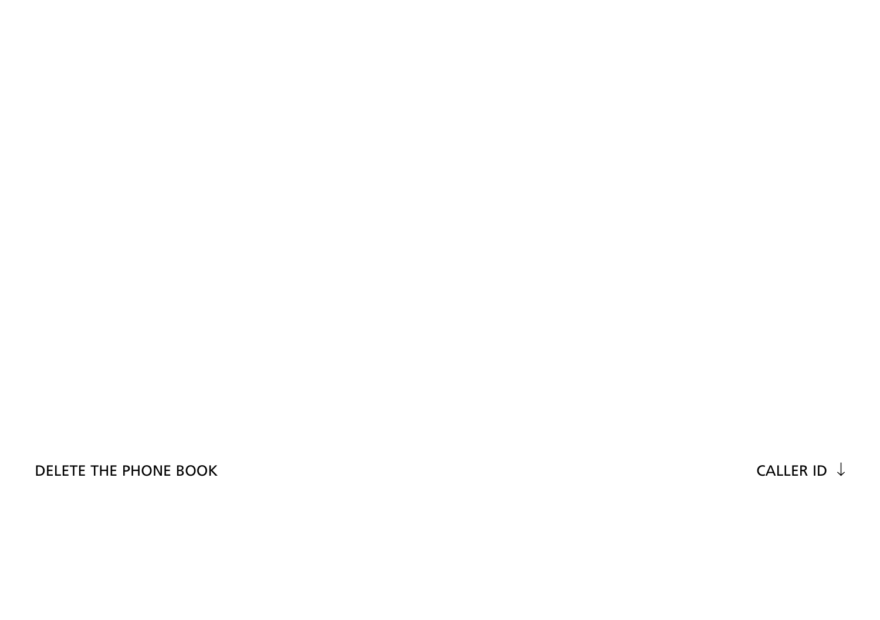DELETE THE PHONE BOOK

CALLER ID ↓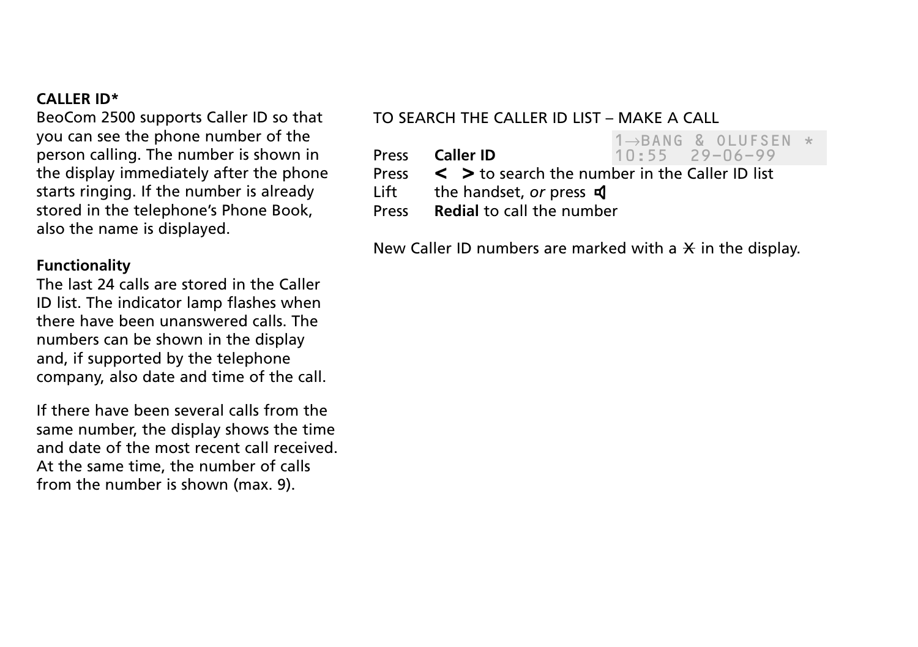**CALLER ID***

BeoCom 2500 supports Caller ID so that you can see the phone number of the person calling. The number is shown in the display immediately after the phone starts ringing. If the number is already stored in the telephone's Phone Book, also the name is displayed.

**Functionality**

The last 24 calls are stored in the Caller ID list. The indicator lamp flashes when there have been unanswered calls. The numbers can be shown in the display and, if supported by the telephone company, also date and time of the call.

If there have been several calls from the same number, the display shows the time and date of the most recent call received. At the same time, the number of calls from the number is shown (max. 9).

TO SEARCH THE CALLER ID LIST – MAKE A CALL

```
1→BANG & OLUFSEN *
10:55  29-06-99
```

Press **Caller ID**
Press **<** **>** to search the number in the Caller ID list
Lift the handset, *or* press 🔈
Press **Redial** to call the number

New Caller ID numbers are marked with a ✕ in the display.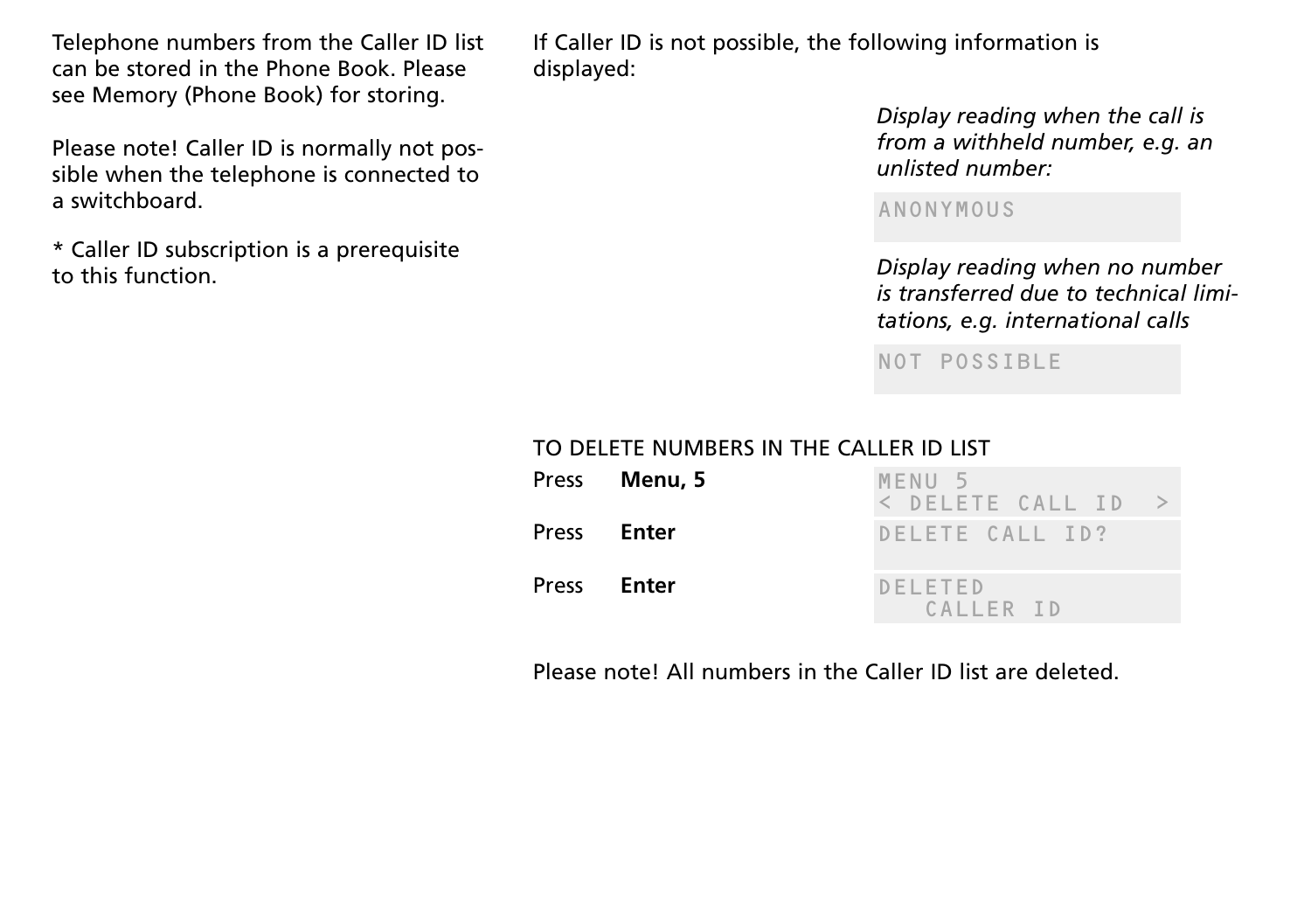Telephone numbers from the Caller ID list can be stored in the Phone Book. Please see Memory (Phone Book) for storing.

Please note! Caller ID is normally not possible when the telephone is connected to a switchboard.

* Caller ID subscription is a prerequisite to this function.

If Caller ID is not possible, the following information is displayed:

*Display reading when the call is from a withheld number, e.g. an unlisted number:*

```
ANONYMOUS
```

*Display reading when no number is transferred due to technical limitations, e.g. international calls*

```
NOT POSSIBLE
```

TO DELETE NUMBERS IN THE CALLER ID LIST

| | | Display |
|---|---|---|
| Press | **Menu, 5** | MENU 5<br>< DELETE CALL ID > |
| Press | **Enter** | DELETE CALL ID? |
| Press | **Enter** | DELETED<br>CALLER ID |

Please note! All numbers in the Caller ID list are deleted.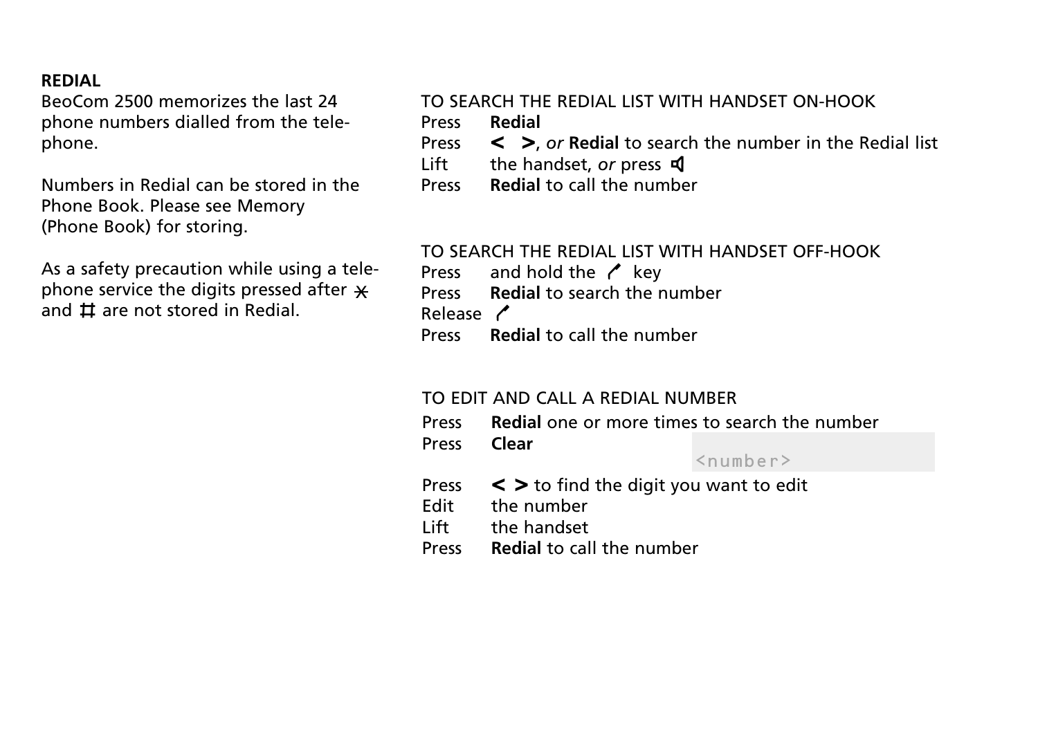**REDIAL**

BeoCom 2500 memorizes the last 24 phone numbers dialled from the telephone.

Numbers in Redial can be stored in the Phone Book. Please see Memory (Phone Book) for storing.

As a safety precaution while using a telephone service the digits pressed after * and # are not stored in Redial.

TO SEARCH THE REDIAL LIST WITH HANDSET ON-HOOK

Press **Redial**
Press **<** **>**, *or* **Redial** to search the number in the Redial list
Lift the handset, *or* press 🔈
Press **Redial** to call the number

TO SEARCH THE REDIAL LIST WITH HANDSET OFF-HOOK

Press and hold the ✓ key
Press **Redial** to search the number
Release ✓
Press **Redial** to call the number

TO EDIT AND CALL A REDIAL NUMBER

Press **Redial** one or more times to search the number
Press **Clear**

`<number>`

Press **<** **>** to find the digit you want to edit
Edit the number
Lift the handset
Press **Redial** to call the number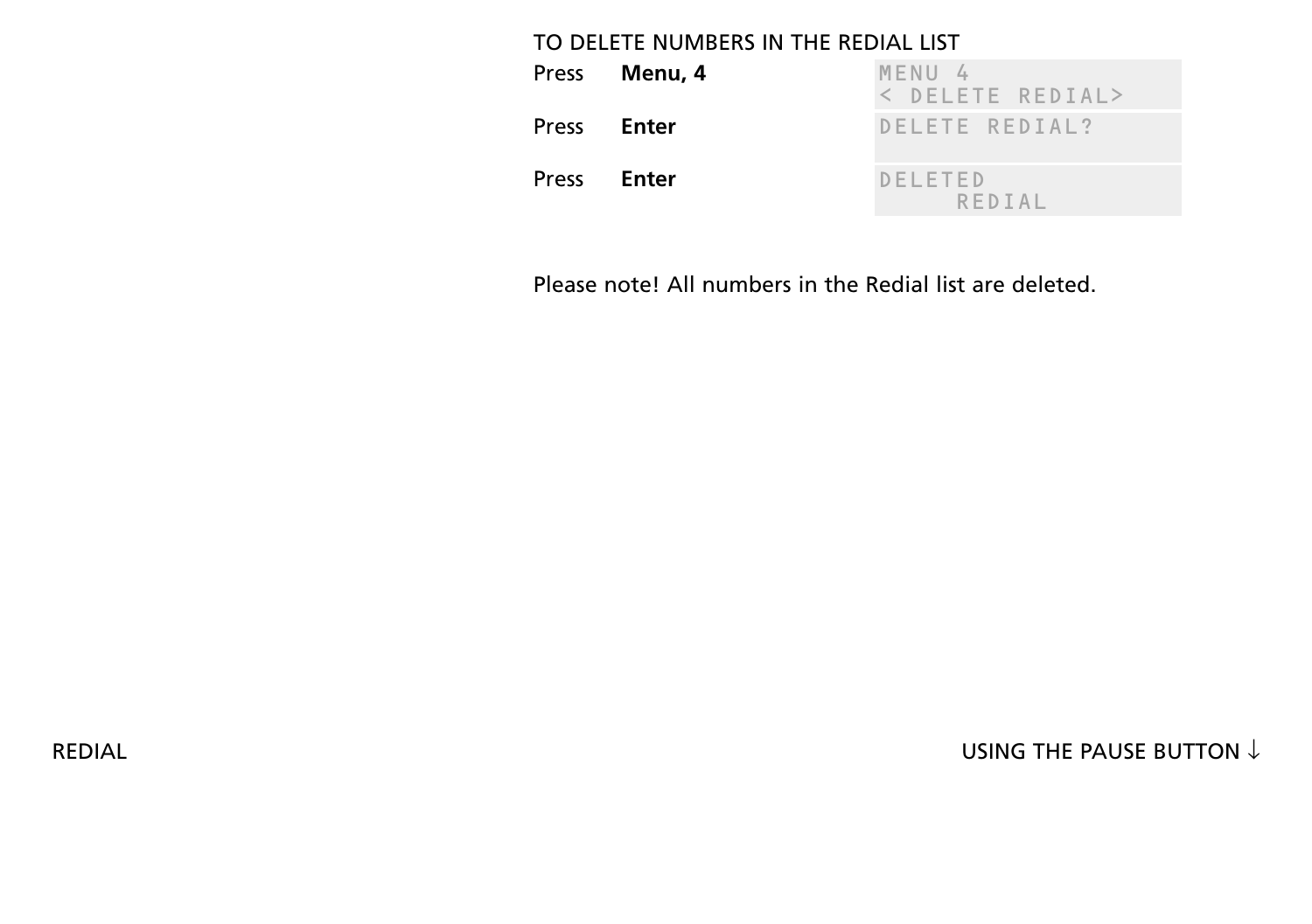## TO DELETE NUMBERS IN THE REDIAL LIST

| | | |
|---|---|---|
| Press | **Menu, 4** | MENU 4<br>< DELETE REDIAL> |
| Press | **Enter** | DELETE REDIAL? |
| Press | **Enter** | DELETED<br>REDIAL |

Please note! All numbers in the Redial list are deleted.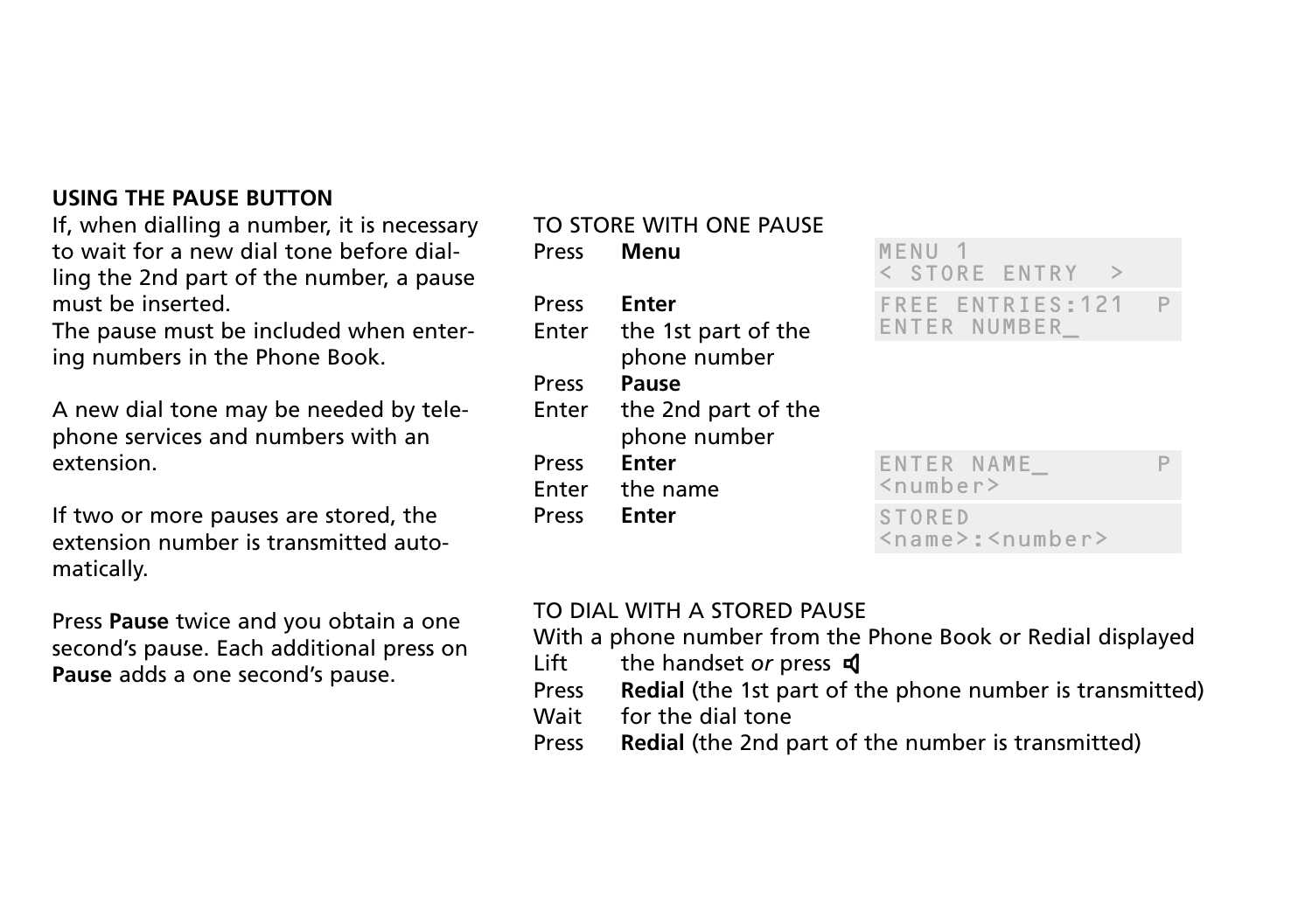**USING THE PAUSE BUTTON**

If, when dialling a number, it is necessary to wait for a new dial tone before dialling the 2nd part of the number, a pause must be inserted.
The pause must be included when entering numbers in the Phone Book.

A new dial tone may be needed by telephone services and numbers with an extension.

If two or more pauses are stored, the extension number is transmitted automatically.

Press **Pause** twice and you obtain a one second's pause. Each additional press on **Pause** adds a one second's pause.

TO STORE WITH ONE PAUSE

| | | Display |
|---|---|---|
| Press | **Menu** | MENU 1<br>< STORE ENTRY > |
| Press | **Enter** | FREE ENTRIES:121 P<br>ENTER NUMBER_ |
| Enter | the 1st part of the phone number | |
| Press | **Pause** | |
| Enter | the 2nd part of the phone number | |
| Press | **Enter** | ENTER NAME_ P<br><number> |
| Enter | the name | |
| Press | **Enter** | STORED<br><name>:<number> |

TO DIAL WITH A STORED PAUSE

With a phone number from the Phone Book or Redial displayed

Lift the handset *or* press 🔈

Press **Redial** (the 1st part of the phone number is transmitted)

Wait for the dial tone

Press **Redial** (the 2nd part of the number is transmitted)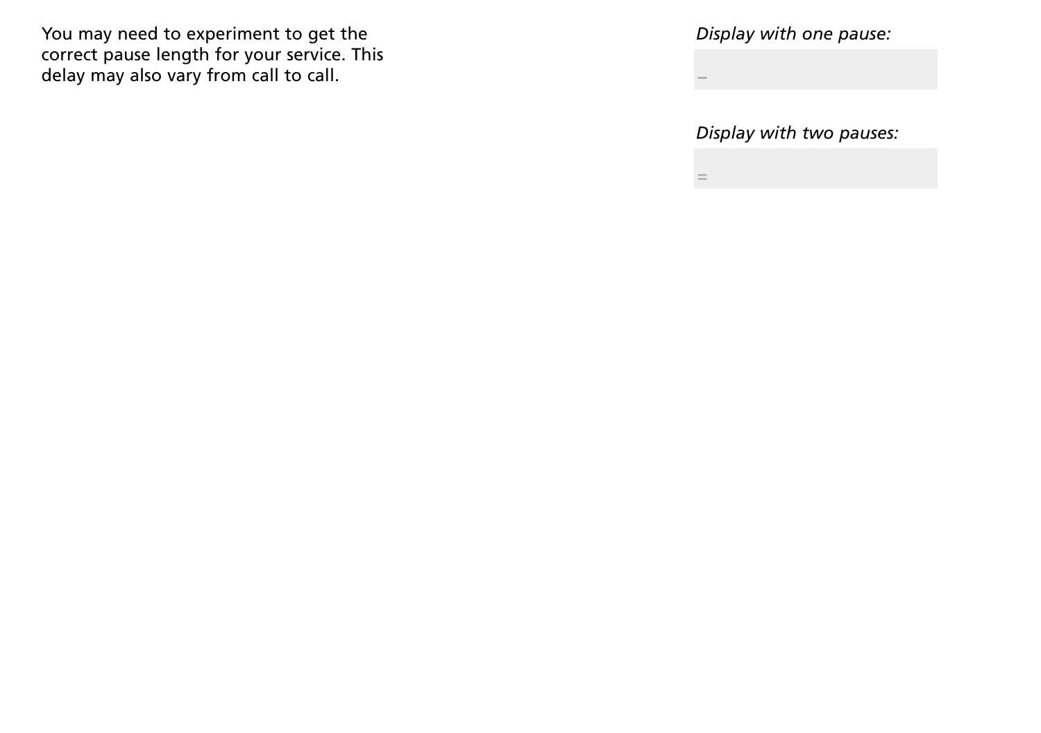You may need to experiment to get the correct pause length for your service. This delay may also vary from call to call.

*Display with one pause:*

```
–
```

*Display with two pauses:*

```
=
```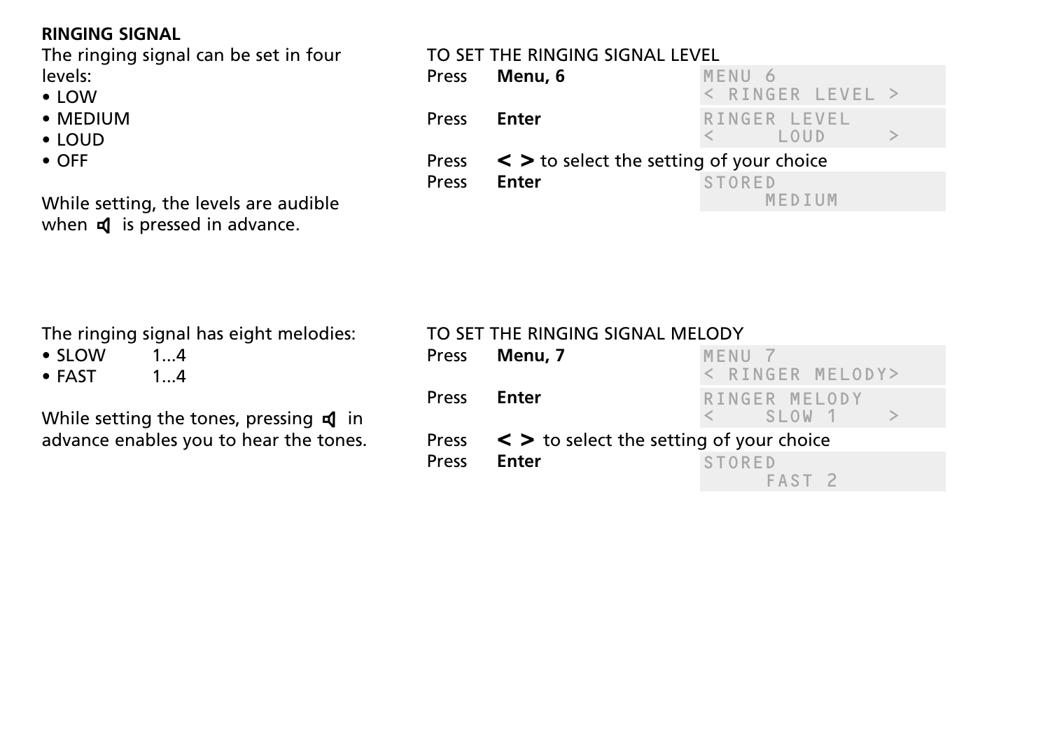**RINGING SIGNAL**

The ringing signal can be set in four levels:

- LOW
- MEDIUM
- LOUD
- OFF

While setting, the levels are audible when 🔈 is pressed in advance.

TO SET THE RINGING SIGNAL LEVEL

| | | Display |
|---|---|---|
| Press | **Menu, 6** | MENU 6<br>< RINGER LEVEL > |
| Press | **Enter** | RINGER LEVEL<br>< LOUD > |
| Press | **< >** to select the setting of your choice | |
| Press | **Enter** | STORED<br>MEDIUM |

The ringing signal has eight melodies:

- SLOW 1...4
- FAST 1...4

While setting the tones, pressing 🔈 in advance enables you to hear the tones.

TO SET THE RINGING SIGNAL MELODY

| | | Display |
|---|---|---|
| Press | **Menu, 7** | MENU 7<br>< RINGER MELODY> |
| Press | **Enter** | RINGER MELODY<br>< SLOW 1 > |
| Press | **< >** to select the setting of your choice | |
| Press | **Enter** | STORED<br>FAST 2 |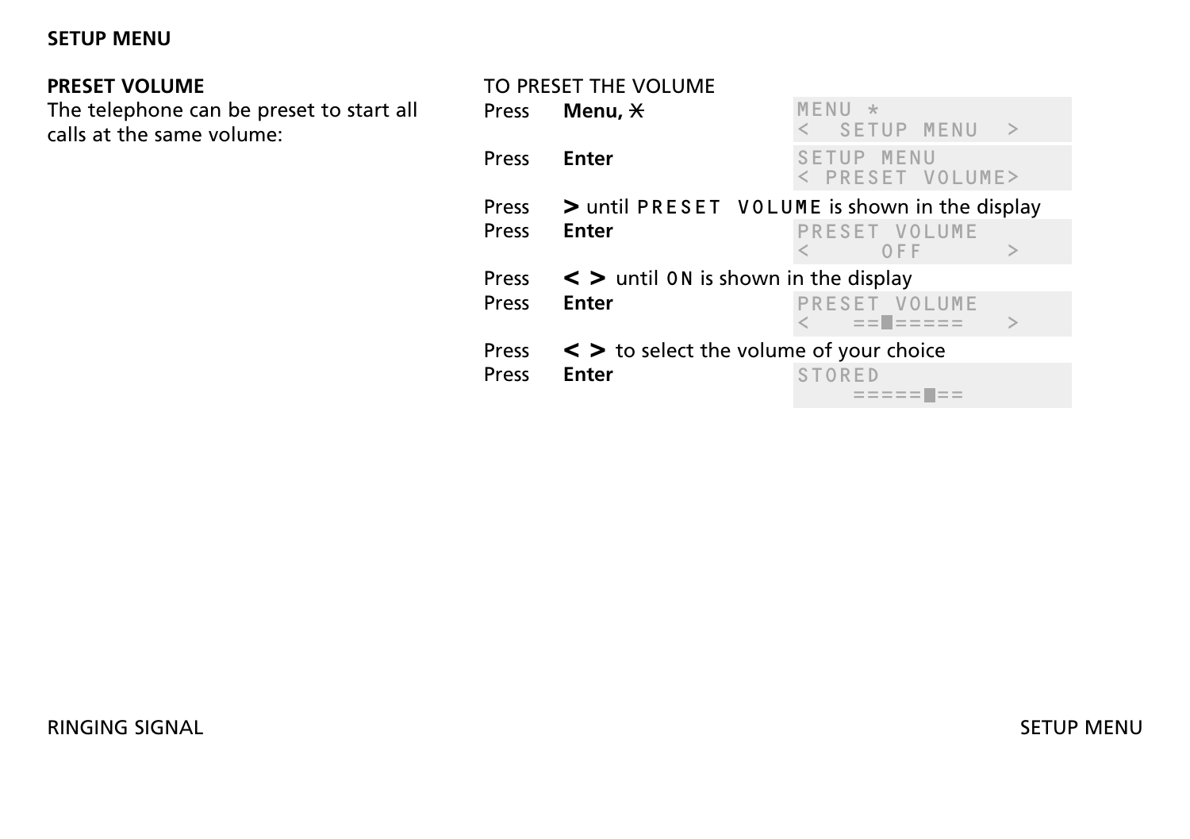## SETUP MENU

### PRESET VOLUME

The telephone can be preset to start all calls at the same volume:

TO PRESET THE VOLUME

| | | Display |
|---|---|---|
| Press | **Menu, ✱** | MENU ✱<br>< SETUP MENU > |
| Press | **Enter** | SETUP MENU<br>< PRESET VOLUME> |
| Press | **>** until PRESET VOLUME is shown in the display | |
| Press | **Enter** | PRESET VOLUME<br>< OFF > |
| Press | **< >** until ON is shown in the display | |
| Press | **Enter** | PRESET VOLUME<br>< ==█===== > |
| Press | **< >** to select the volume of your choice | |
| Press | **Enter** | STORED<br>=====█== |

RINGING SIGNAL

SETUP MENU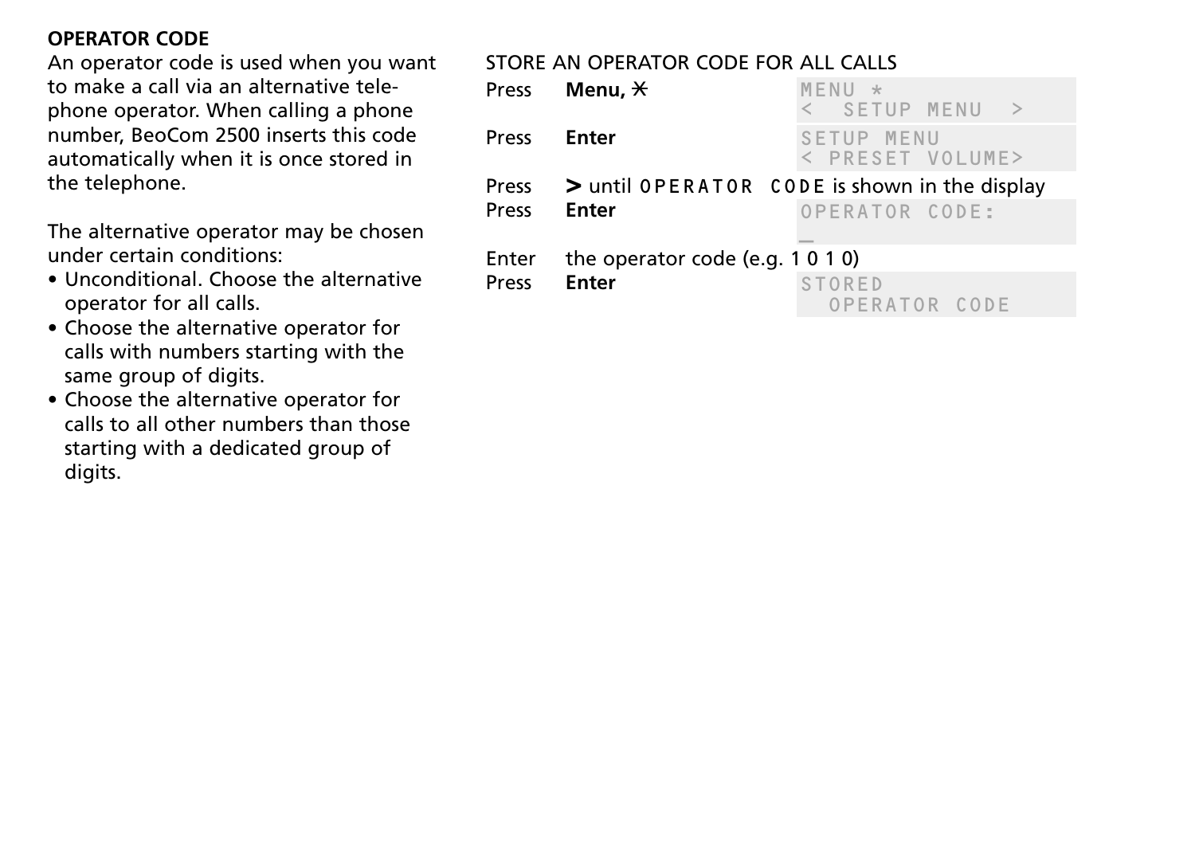**OPERATOR CODE**

An operator code is used when you want to make a call via an alternative telephone operator. When calling a phone number, BeoCom 2500 inserts this code automatically when it is once stored in the telephone.

The alternative operator may be chosen under certain conditions:

- Unconditional. Choose the alternative operator for all calls.
- Choose the alternative operator for calls with numbers starting with the same group of digits.
- Choose the alternative operator for calls to all other numbers than those starting with a dedicated group of digits.

STORE AN OPERATOR CODE FOR ALL CALLS

| | | Display |
|---|---|---|
| Press | **Menu, *** | MENU * <br> < SETUP MENU > |
| Press | **Enter** | SETUP MENU <br> < PRESET VOLUME> |
| Press | **>** until OPERATOR CODE is shown in the display | |
| Press | **Enter** | OPERATOR CODE: <br> _ |
| Enter | the operator code (e.g. 1 0 1 0) | |
| Press | **Enter** | STORED <br> OPERATOR CODE |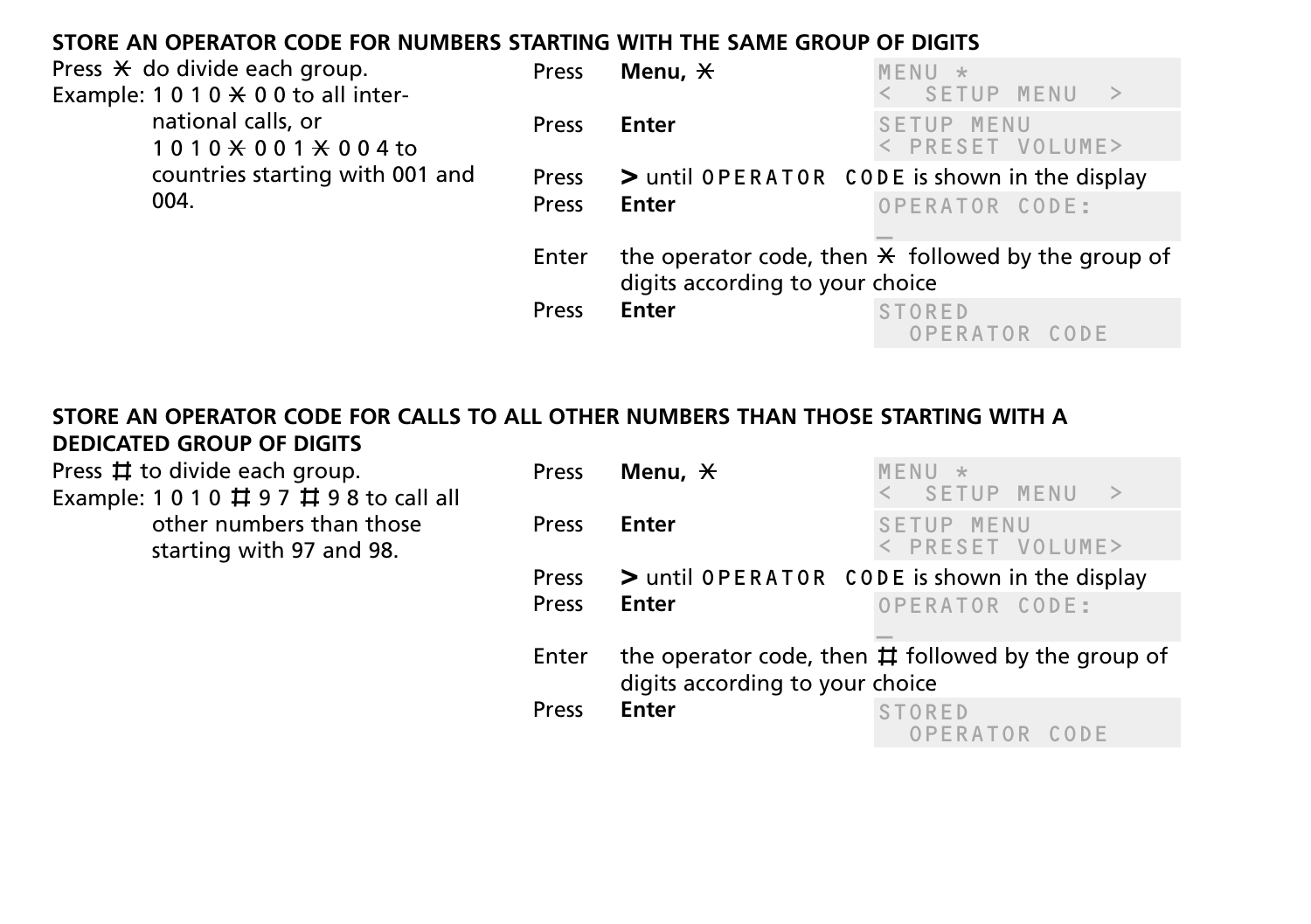### STORE AN OPERATOR CODE FOR NUMBERS STARTING WITH THE SAME GROUP OF DIGITS

Press * do divide each group.
Example: 1 0 1 0 * 0 0 to all international calls, or
1 0 1 0 * 0 0 1 * 0 0 4 to countries starting with 001 and 004.

| | | |
|---|---|---|
| Press | **Menu, *** | MENU *<br>< SETUP MENU > |
| Press | **Enter** | SETUP MENU<br>< PRESET VOLUME> |
| Press | **>** until OPERATOR CODE is shown in the display | |
| Press | **Enter** | OPERATOR CODE:<br>_ |
| Enter | the operator code, then * followed by the group of digits according to your choice | |
| Press | **Enter** | STORED<br>OPERATOR CODE |

### STORE AN OPERATOR CODE FOR CALLS TO ALL OTHER NUMBERS THAN THOSE STARTING WITH A DEDICATED GROUP OF DIGITS

Press # to divide each group.
Example: 1 0 1 0 # 9 7 # 9 8 to call all other numbers than those starting with 97 and 98.

| | | |
|---|---|---|
| Press | **Menu, *** | MENU *<br>< SETUP MENU > |
| Press | **Enter** | SETUP MENU<br>< PRESET VOLUME> |
| Press | **>** until OPERATOR CODE is shown in the display | |
| Press | **Enter** | OPERATOR CODE:<br>_ |
| Enter | the operator code, then # followed by the group of digits according to your choice | |
| Press | **Enter** | STORED<br>OPERATOR CODE |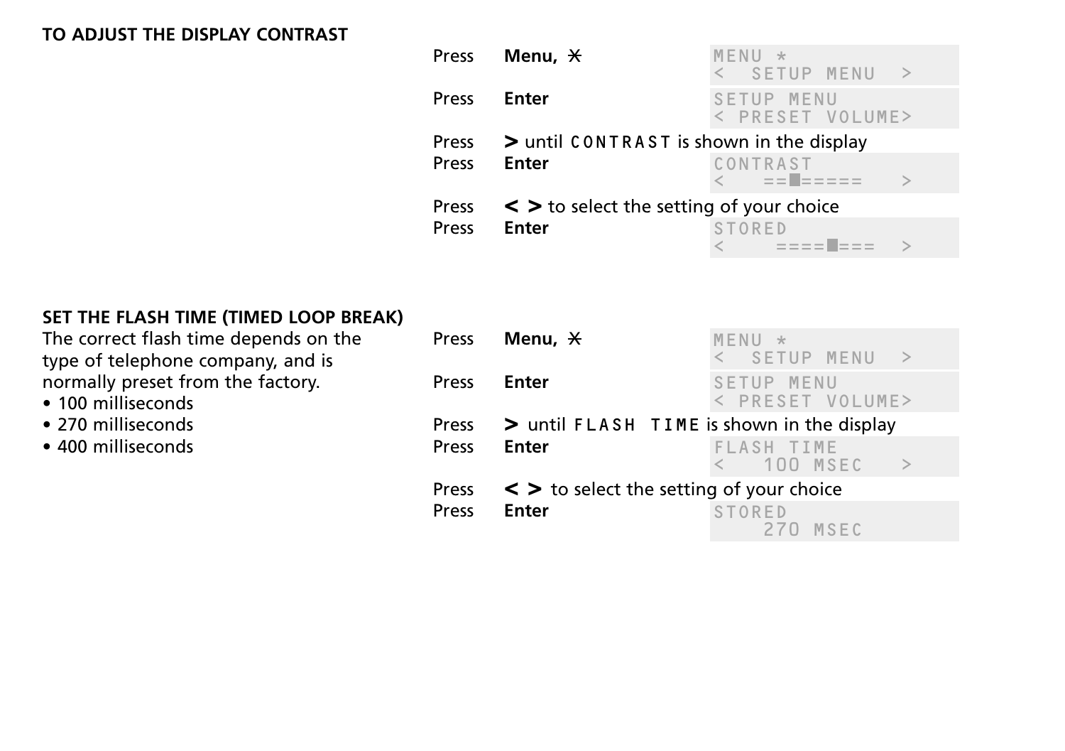### TO ADJUST THE DISPLAY CONTRAST

| | | |
|---|---|---|
| Press | **Menu, ⚹** | MENU * <br> < SETUP MENU > |
| Press | **Enter** | SETUP MENU <br> < PRESET VOLUME> |
| Press | **>** until CONTRAST is shown in the display | |
| Press | **Enter** | CONTRAST <br> < ==█===== > |
| Press | **< >** to select the setting of your choice | |
| Press | **Enter** | STORED <br> < ====█=== > |

### SET THE FLASH TIME (TIMED LOOP BREAK)

The correct flash time depends on the type of telephone company, and is normally preset from the factory.

- 100 milliseconds
- 270 milliseconds
- 400 milliseconds

| | | |
|---|---|---|
| Press | **Menu, ⚹** | MENU * <br> < SETUP MENU > |
| Press | **Enter** | SETUP MENU <br> < PRESET VOLUME> |
| Press | **>** until FLASH TIME is shown in the display | |
| Press | **Enter** | FLASH TIME <br> < 100 MSEC > |
| Press | **< >** to select the setting of your choice | |
| Press | **Enter** | STORED <br> 270 MSEC |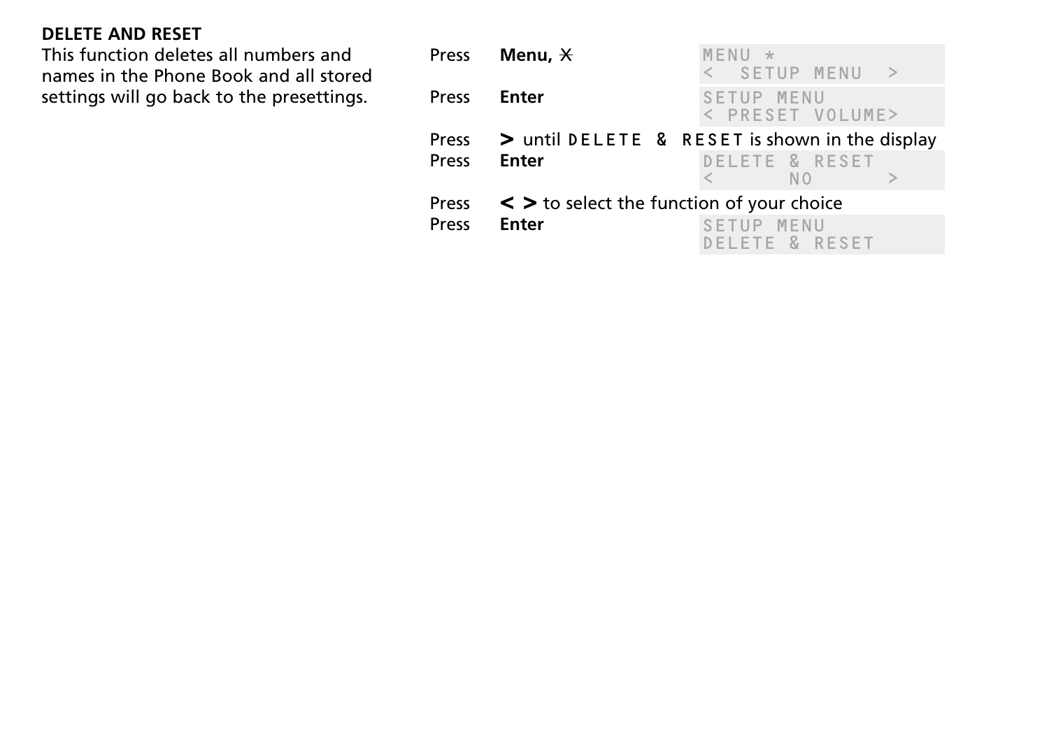**DELETE AND RESET**

This function deletes all numbers and names in the Phone Book and all stored settings will go back to the presettings.

| | | |
|---|---|---|
| Press | **Menu,** ✱ | MENU * <br> < SETUP MENU > |
| Press | **Enter** | SETUP MENU <br> < PRESET VOLUME> |
| Press | **>** until DELETE & RESET is shown in the display | |
| Press | **Enter** | DELETE & RESET <br> < NO > |
| Press | **< >** to select the function of your choice | |
| Press | **Enter** | SETUP MENU <br> DELETE & RESET |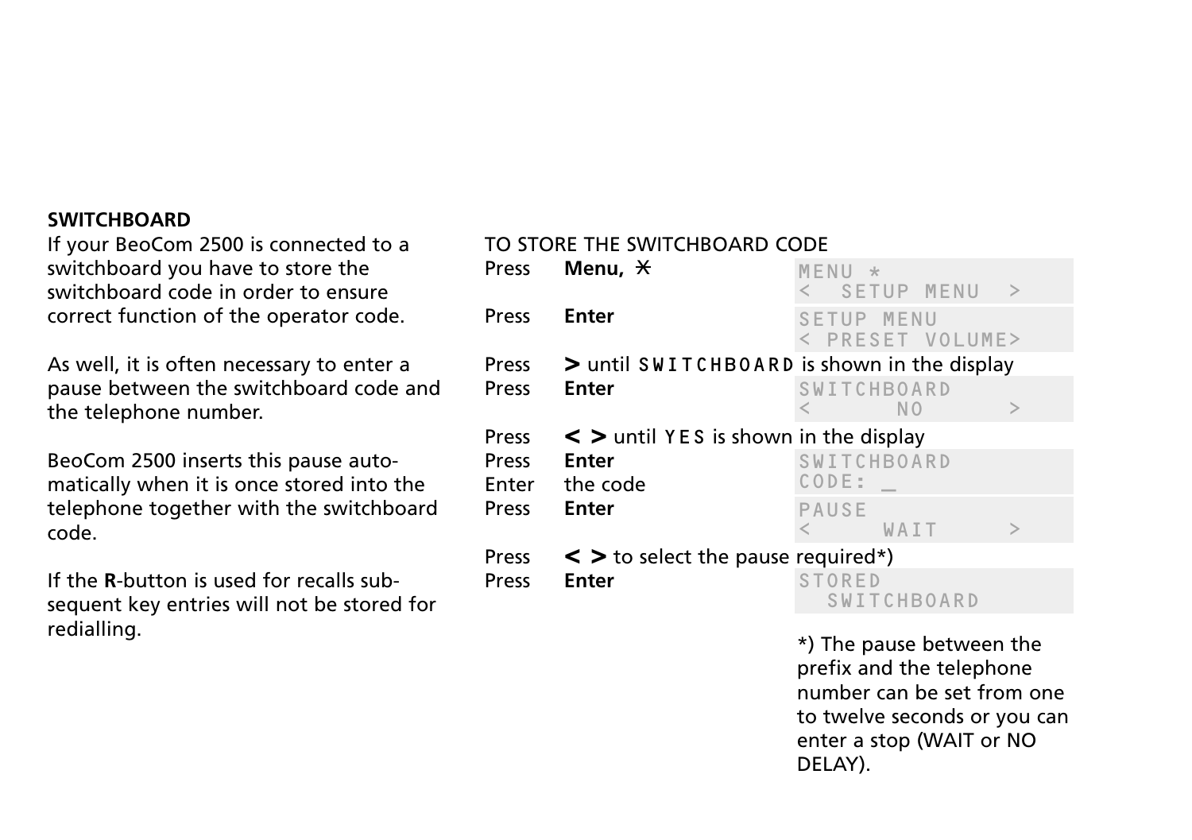## SWITCHBOARD

If your BeoCom 2500 is connected to a switchboard you have to store the switchboard code in order to ensure correct function of the operator code.

As well, it is often necessary to enter a pause between the switchboard code and the telephone number.

BeoCom 2500 inserts this pause automatically when it is once stored into the telephone together with the switchboard code.

If the **R**-button is used for recalls subsequent key entries will not be stored for redialling.

TO STORE THE SWITCHBOARD CODE

| | | Display |
|---|---|---|
| Press | **Menu, ⁎** | MENU * < SETUP MENU > |
| Press | **Enter** | SETUP MENU < PRESET VOLUME> |
| Press | **>** until SWITCHBOARD is shown in the display | |
| Press | **Enter** | SWITCHBOARD < NO > |
| Press | **< >** until YES is shown in the display | |
| Press | **Enter** | SWITCHBOARD CODE: _ |
| Enter | the code | |
| Press | **Enter** | PAUSE < WAIT > |
| Press | **< >** to select the pause required*) | |
| Press | **Enter** | STORED SWITCHBOARD |

*) The pause between the prefix and the telephone number can be set from one to twelve seconds or you can enter a stop (WAIT or NO DELAY).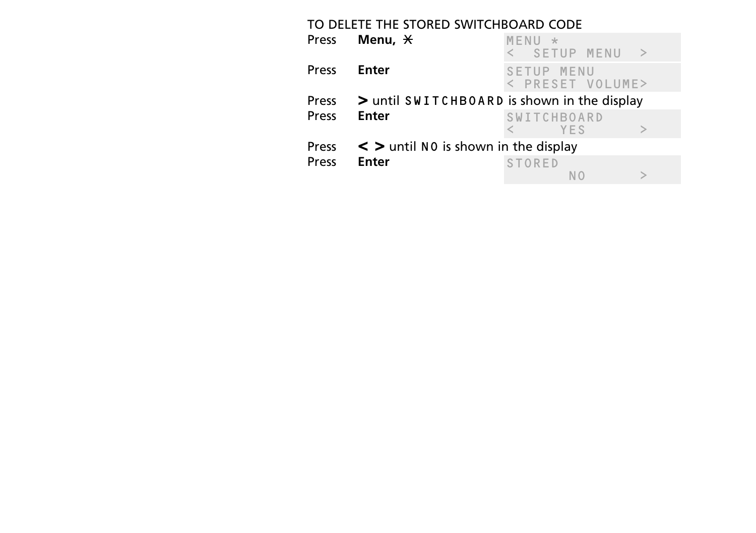TO DELETE THE STORED SWITCHBOARD CODE

| | | |
|---|---|---|
| Press | **Menu, *** | MENU * <br> < SETUP MENU > |
| Press | **Enter** | SETUP MENU <br> < PRESET VOLUME> |
| Press | **>** until SWITCHBOARD is shown in the display | |
| Press | **Enter** | SWITCHBOARD <br> < YES > |
| Press | **< >** until NO is shown in the display | |
| Press | **Enter** | STORED <br> NO > |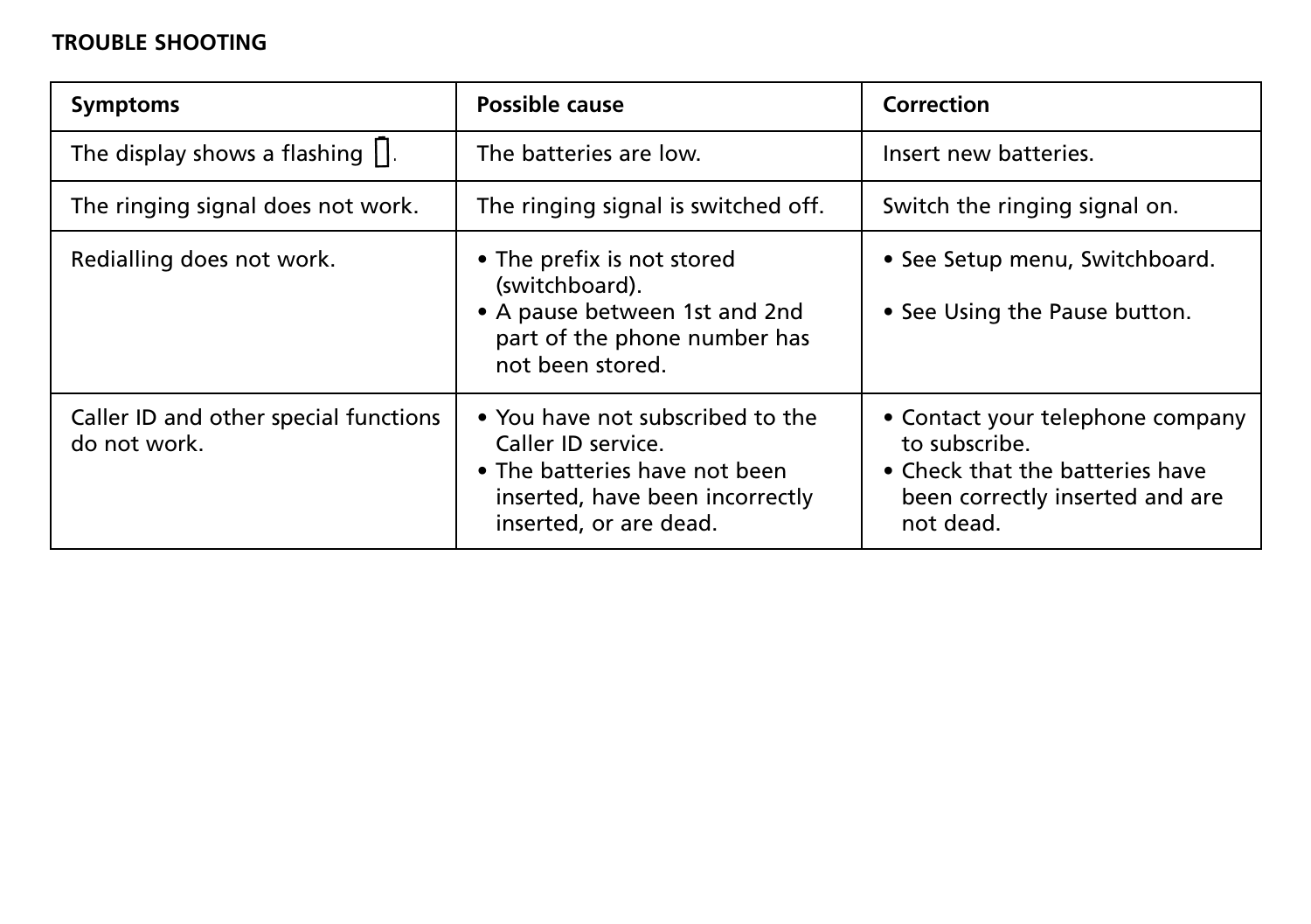## TROUBLE SHOOTING

| Symptoms | Possible cause | Correction |
|---|---|---|
| The display shows a flashing ▯. | The batteries are low. | Insert new batteries. |
| The ringing signal does not work. | The ringing signal is switched off. | Switch the ringing signal on. |
| Redialling does not work. | • The prefix is not stored (switchboard).<br>• A pause between 1st and 2nd part of the phone number has not been stored. | • See Setup menu, Switchboard.<br>• See Using the Pause button. |
| Caller ID and other special functions do not work. | • You have not subscribed to the Caller ID service.<br>• The batteries have not been inserted, have been incorrectly inserted, or are dead. | • Contact your telephone company to subscribe.<br>• Check that the batteries have been correctly inserted and are not dead. |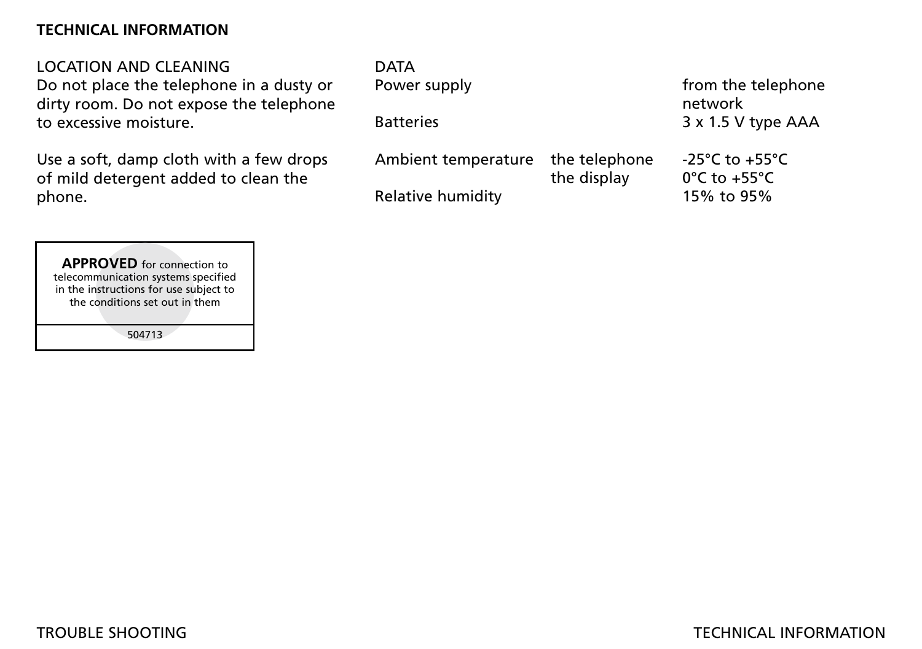# TECHNICAL INFORMATION

## LOCATION AND CLEANING

Do not place the telephone in a dusty or dirty room. Do not expose the telephone to excessive moisture.

Use a soft, damp cloth with a few drops of mild detergent added to clean the phone.

**APPROVED** for connection to telecommunication systems specified in the instructions for use subject to the conditions set out in them

504713

## DATA

| | | |
|---|---|---|
| Power supply | | from the telephone network |
| Batteries | | 3 x 1.5 V type AAA |
| Ambient temperature | the telephone | -25°C to +55°C |
| | the display | 0°C to +55°C |
| Relative humidity | | 15% to 95% |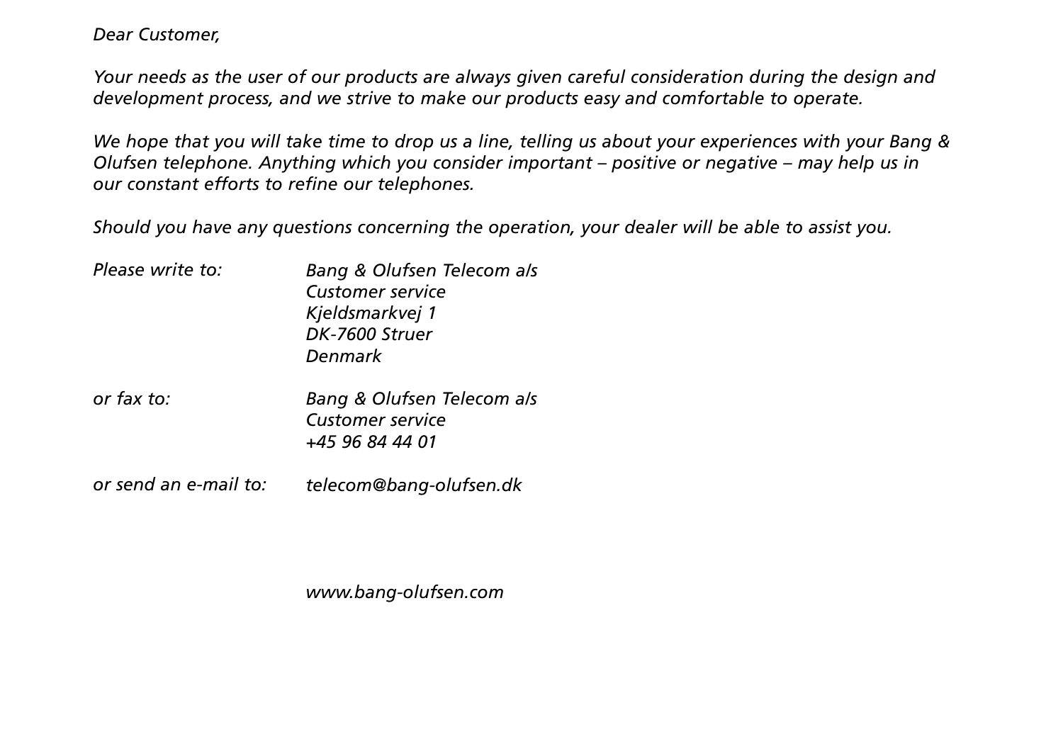*Dear Customer,*

*Your needs as the user of our products are always given careful consideration during the design and development process, and we strive to make our products easy and comfortable to operate.*

*We hope that you will take time to drop us a line, telling us about your experiences with your Bang & Olufsen telephone. Anything which you consider important – positive or negative – may help us in our constant efforts to refine our telephones.*

*Should you have any questions concerning the operation, your dealer will be able to assist you.*

| | |
|---|---|
| *Please write to:* | *Bang & Olufsen Telecom a/s*<br>*Customer service*<br>*Kjeldsmarkvej 1*<br>*DK-7600 Struer*<br>*Denmark* |
| *or fax to:* | *Bang & Olufsen Telecom a/s*<br>*Customer service*<br>*+45 96 84 44 01* |
| *or send an e-mail to:* | *telecom@bang-olufsen.dk* |

*www.bang-olufsen.com*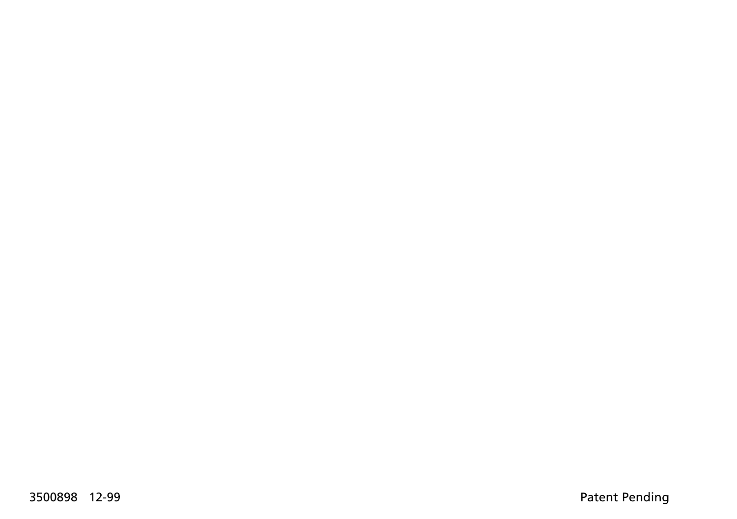3500898 12-99

Patent Pending